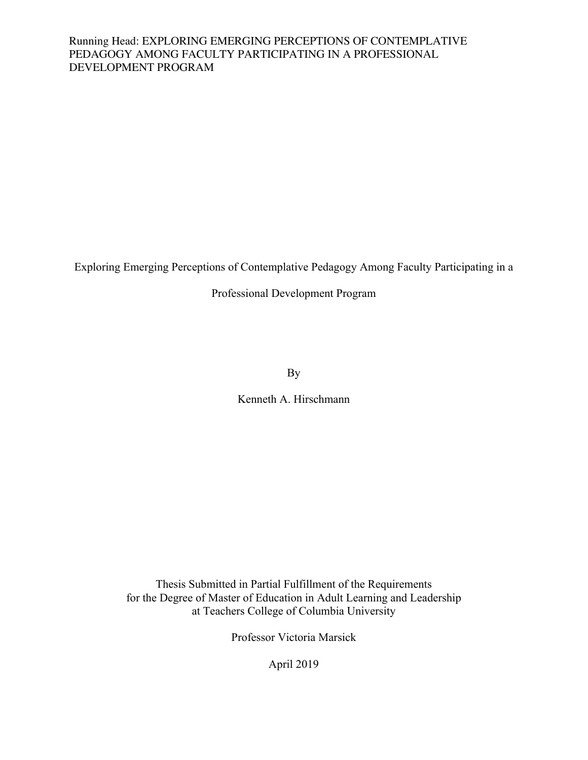Running Head: EXPLORING EMERGING PERCEPTIONS OF CONTEMPLATIVE PEDAGOGY AMONG FACULTY PARTICIPATING IN A PROFESSIONAL DEVELOPMENT PROGRAM

# Exploring Emerging Perceptions of Contemplative Pedagogy Among Faculty Participating in a Professional Development Program

By

Kenneth A. Hirschmann

Thesis Submitted in Partial Fulfillment of the Requirements
for the Degree of Master of Education in Adult Learning and Leadership
at Teachers College of Columbia University

Professor Victoria Marsick

April 2019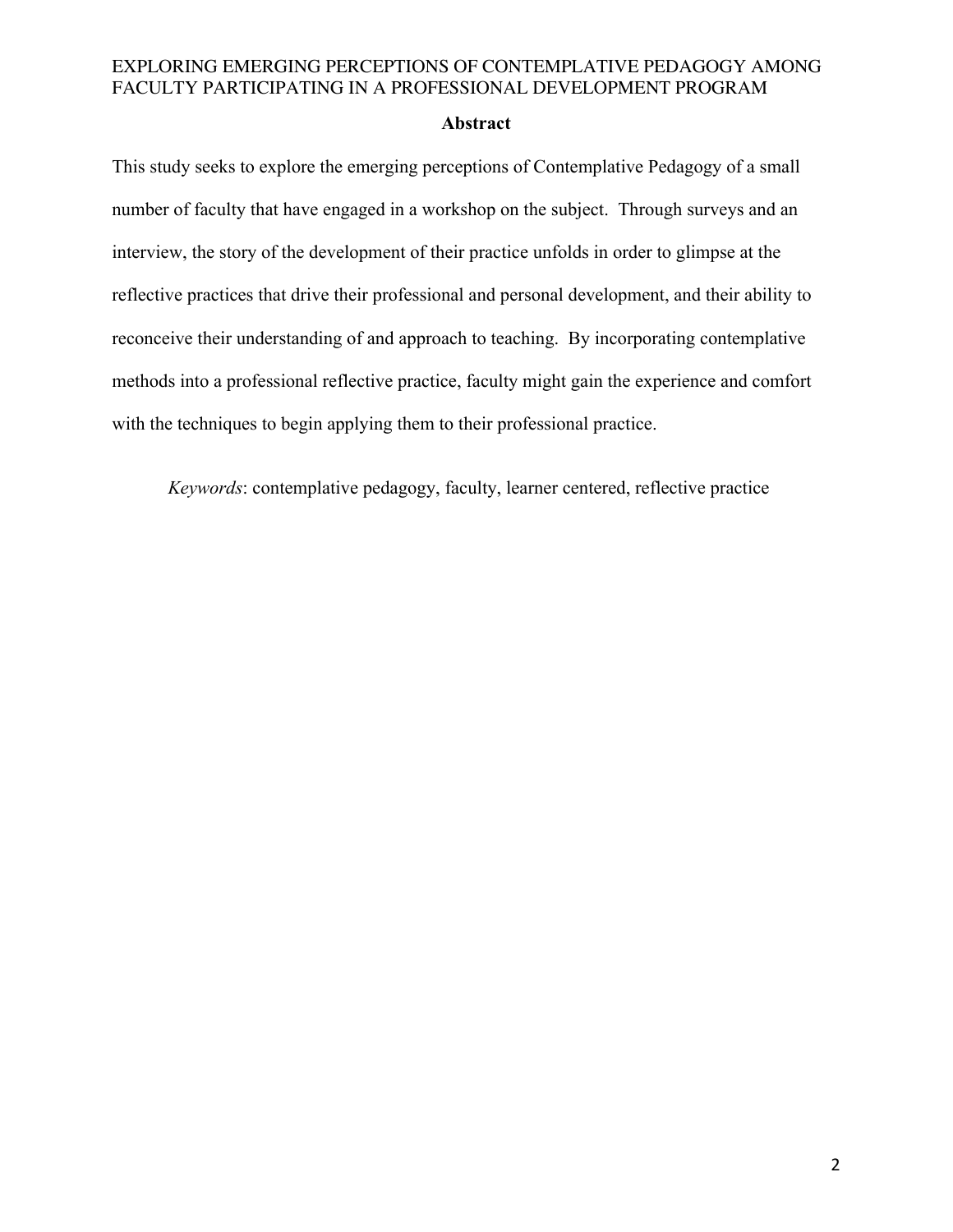## Abstract

This study seeks to explore the emerging perceptions of Contemplative Pedagogy of a small number of faculty that have engaged in a workshop on the subject. Through surveys and an interview, the story of the development of their practice unfolds in order to glimpse at the reflective practices that drive their professional and personal development, and their ability to reconceive their understanding of and approach to teaching. By incorporating contemplative methods into a professional reflective practice, faculty might gain the experience and comfort with the techniques to begin applying them to their professional practice.

*Keywords*: contemplative pedagogy, faculty, learner centered, reflective practice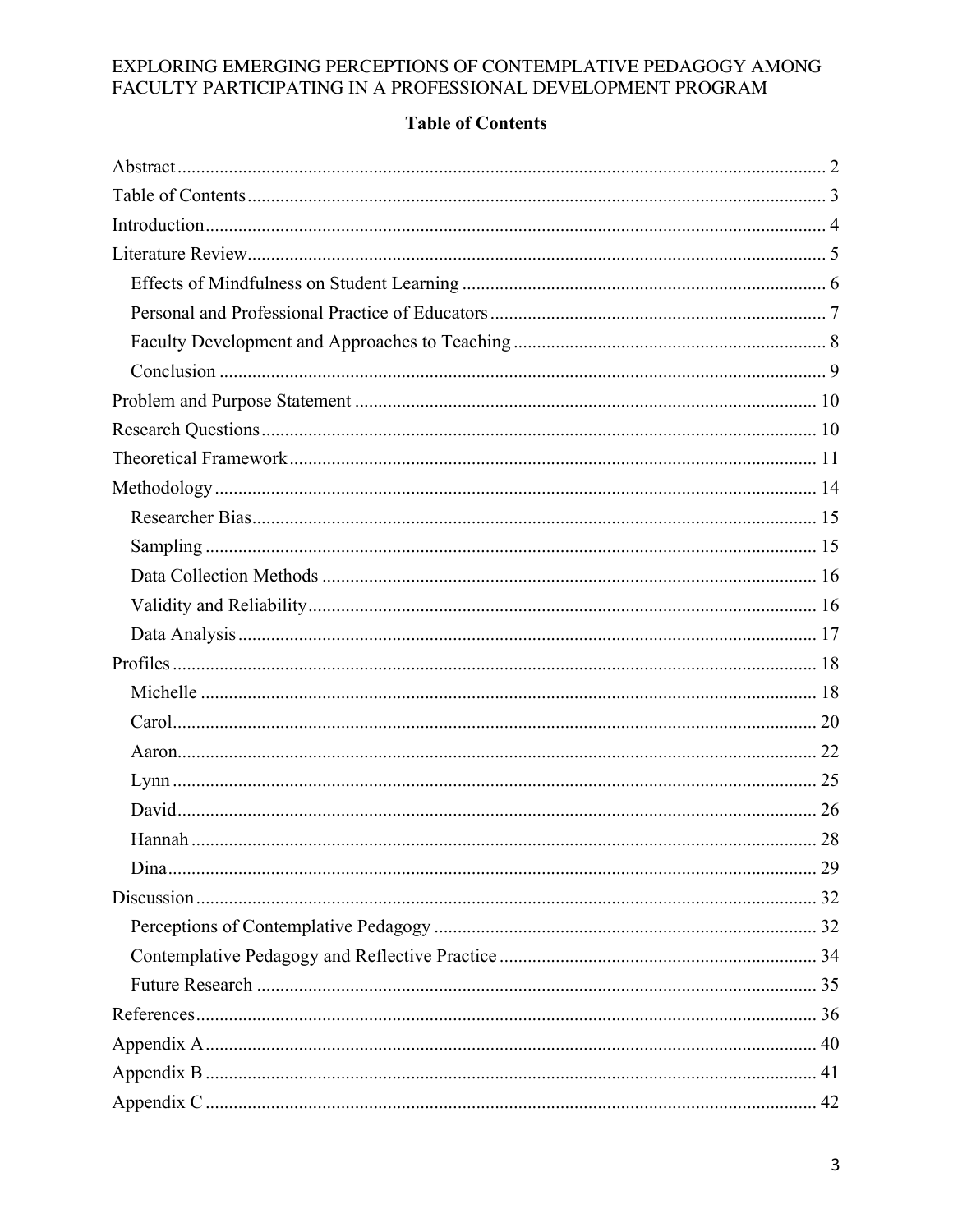## Table of Contents

Abstract .................................................................................................................... 2
Table of Contents ...................................................................................................... 3
Introduction .............................................................................................................. 4
Literature Review ...................................................................................................... 5
  Effects of Mindfulness on Student Learning ............................................................ 6
  Personal and Professional Practice of Educators ...................................................... 7
  Faculty Development and Approaches to Teaching .................................................. 8
  Conclusion ............................................................................................................... 9
Problem and Purpose Statement ................................................................................ 10
Research Questions .................................................................................................... 10
Theoretical Framework .............................................................................................. 11
Methodology .............................................................................................................. 14
  Researcher Bias ........................................................................................................ 15
  Sampling .................................................................................................................. 15
  Data Collection Methods .......................................................................................... 16
  Validity and Reliability ............................................................................................. 16
  Data Analysis ........................................................................................................... 17
Profiles ...................................................................................................................... 18
  Michelle ................................................................................................................... 18
  Carol ........................................................................................................................ 20
  Aaron ....................................................................................................................... 22
  Lynn ......................................................................................................................... 25
  David ....................................................................................................................... 26
  Hannah .................................................................................................................... 28
  Dina ......................................................................................................................... 29
Discussion ................................................................................................................. 32
  Perceptions of Contemplative Pedagogy .................................................................. 32
  Contemplative Pedagogy and Reflective Practice .................................................... 34
  Future Research ....................................................................................................... 35
References ................................................................................................................. 36
Appendix A ............................................................................................................... 40
Appendix B ............................................................................................................... 41
Appendix C ............................................................................................................... 42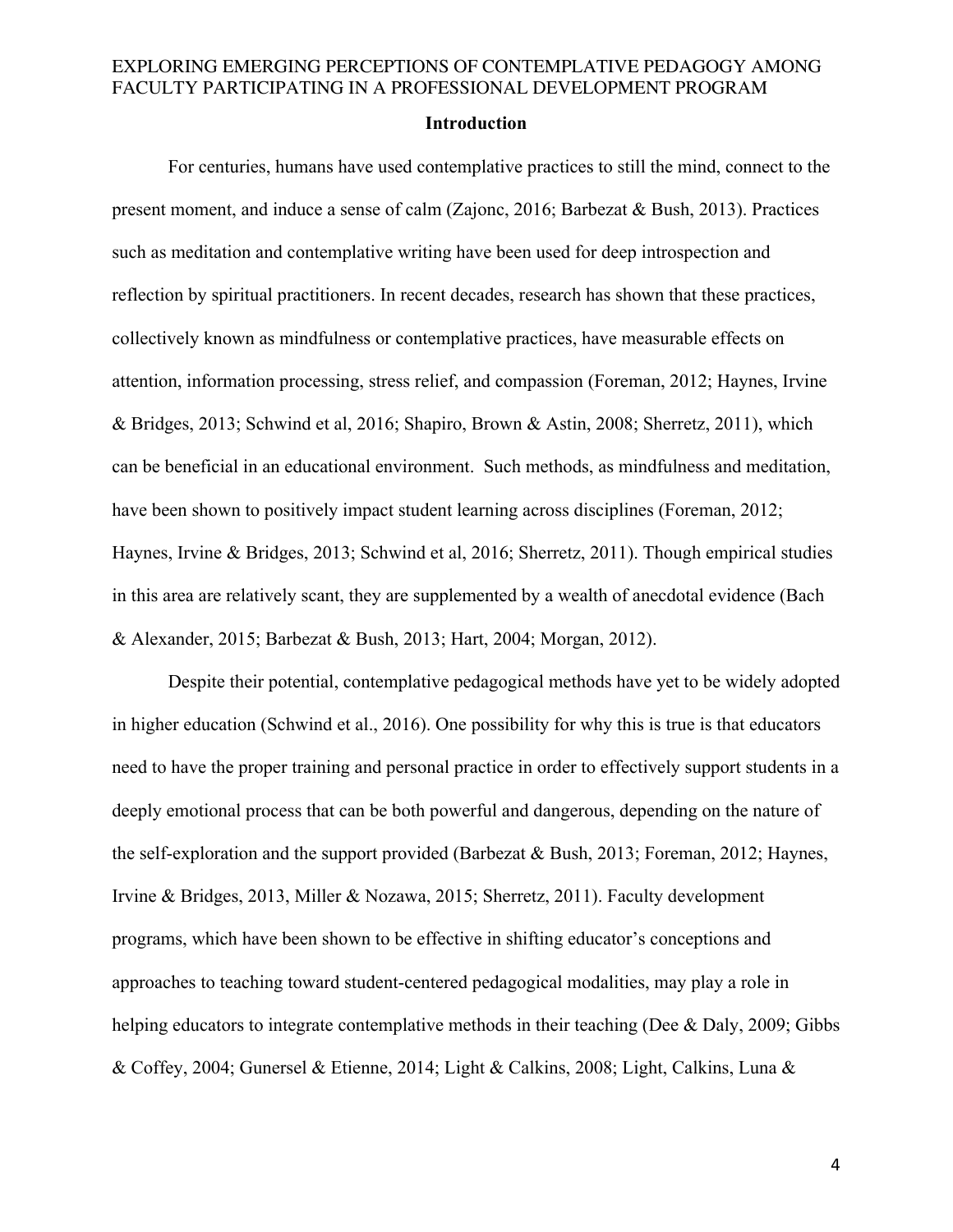## Introduction

For centuries, humans have used contemplative practices to still the mind, connect to the present moment, and induce a sense of calm (Zajonc, 2016; Barbezat & Bush, 2013). Practices such as meditation and contemplative writing have been used for deep introspection and reflection by spiritual practitioners. In recent decades, research has shown that these practices, collectively known as mindfulness or contemplative practices, have measurable effects on attention, information processing, stress relief, and compassion (Foreman, 2012; Haynes, Irvine & Bridges, 2013; Schwind et al, 2016; Shapiro, Brown & Astin, 2008; Sherretz, 2011), which can be beneficial in an educational environment.  Such methods, as mindfulness and meditation, have been shown to positively impact student learning across disciplines (Foreman, 2012; Haynes, Irvine & Bridges, 2013; Schwind et al, 2016; Sherretz, 2011). Though empirical studies in this area are relatively scant, they are supplemented by a wealth of anecdotal evidence (Bach & Alexander, 2015; Barbezat & Bush, 2013; Hart, 2004; Morgan, 2012).

Despite their potential, contemplative pedagogical methods have yet to be widely adopted in higher education (Schwind et al., 2016). One possibility for why this is true is that educators need to have the proper training and personal practice in order to effectively support students in a deeply emotional process that can be both powerful and dangerous, depending on the nature of the self-exploration and the support provided (Barbezat & Bush, 2013; Foreman, 2012; Haynes, Irvine & Bridges, 2013, Miller & Nozawa, 2015; Sherretz, 2011). Faculty development programs, which have been shown to be effective in shifting educator's conceptions and approaches to teaching toward student-centered pedagogical modalities, may play a role in helping educators to integrate contemplative methods in their teaching (Dee & Daly, 2009; Gibbs & Coffey, 2004; Gunersel & Etienne, 2014; Light & Calkins, 2008; Light, Calkins, Luna &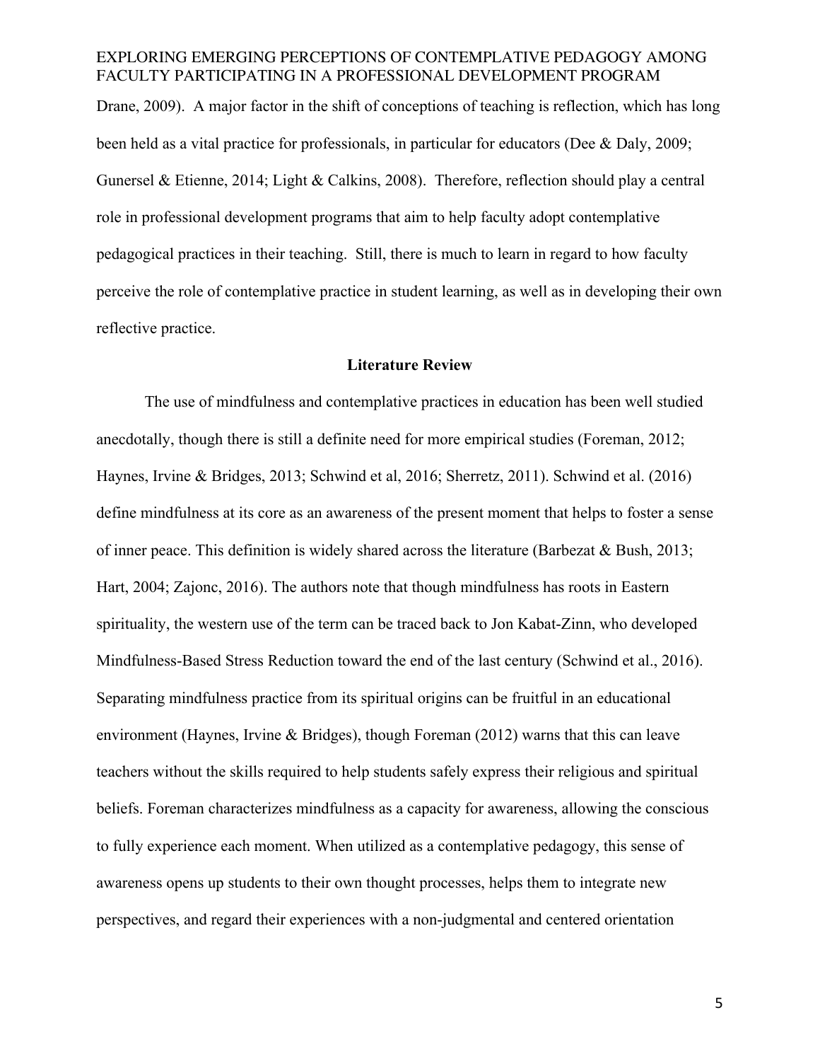Drane, 2009). A major factor in the shift of conceptions of teaching is reflection, which has long been held as a vital practice for professionals, in particular for educators (Dee & Daly, 2009; Gunersel & Etienne, 2014; Light & Calkins, 2008). Therefore, reflection should play a central role in professional development programs that aim to help faculty adopt contemplative pedagogical practices in their teaching. Still, there is much to learn in regard to how faculty perceive the role of contemplative practice in student learning, as well as in developing their own reflective practice.

## Literature Review

The use of mindfulness and contemplative practices in education has been well studied anecdotally, though there is still a definite need for more empirical studies (Foreman, 2012; Haynes, Irvine & Bridges, 2013; Schwind et al, 2016; Sherretz, 2011). Schwind et al. (2016) define mindfulness at its core as an awareness of the present moment that helps to foster a sense of inner peace. This definition is widely shared across the literature (Barbezat & Bush, 2013; Hart, 2004; Zajonc, 2016). The authors note that though mindfulness has roots in Eastern spirituality, the western use of the term can be traced back to Jon Kabat-Zinn, who developed Mindfulness-Based Stress Reduction toward the end of the last century (Schwind et al., 2016). Separating mindfulness practice from its spiritual origins can be fruitful in an educational environment (Haynes, Irvine & Bridges), though Foreman (2012) warns that this can leave teachers without the skills required to help students safely express their religious and spiritual beliefs. Foreman characterizes mindfulness as a capacity for awareness, allowing the conscious to fully experience each moment. When utilized as a contemplative pedagogy, this sense of awareness opens up students to their own thought processes, helps them to integrate new perspectives, and regard their experiences with a non-judgmental and centered orientation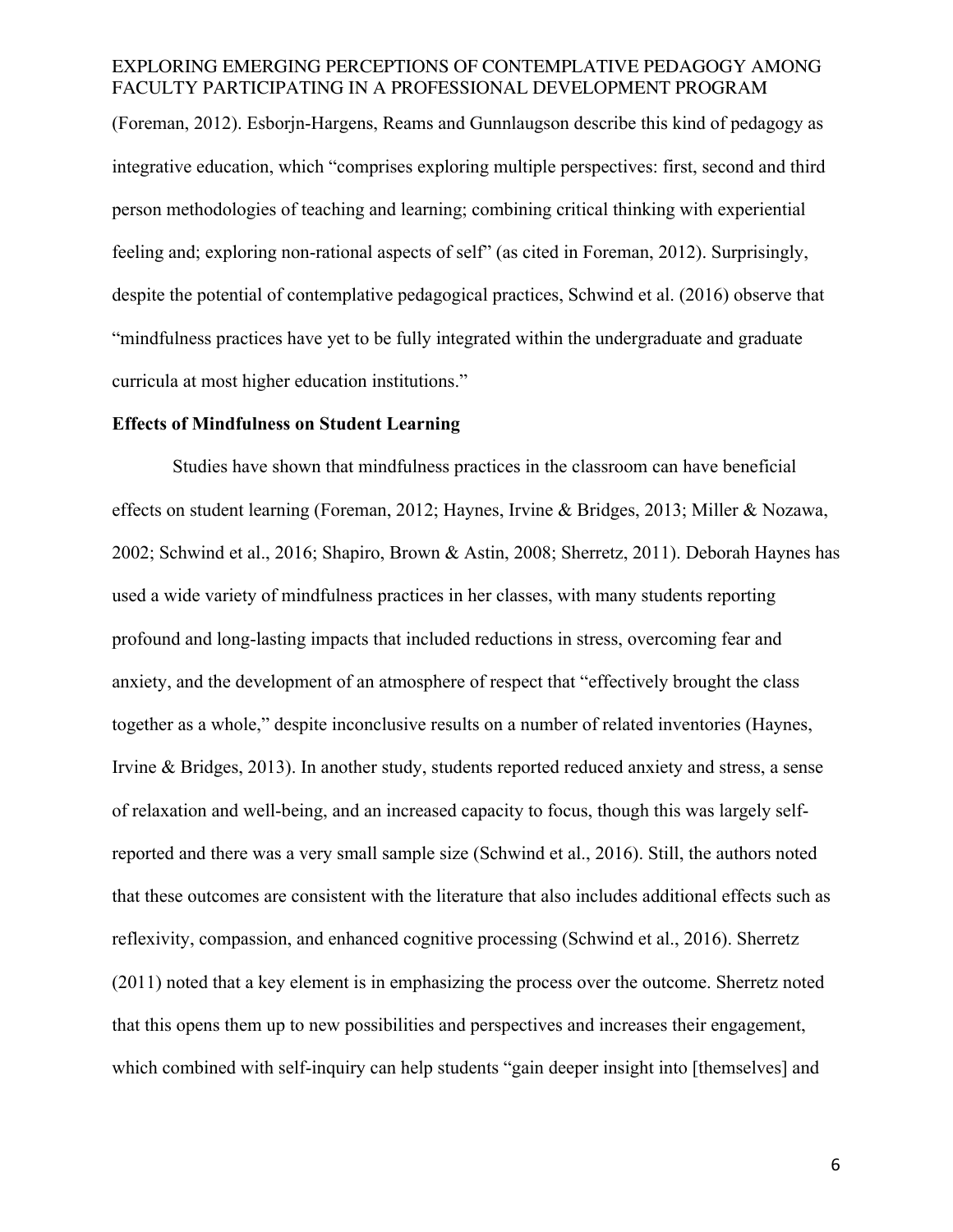(Foreman, 2012). Esborjn-Hargens, Reams and Gunnlaugson describe this kind of pedagogy as integrative education, which "comprises exploring multiple perspectives: first, second and third person methodologies of teaching and learning; combining critical thinking with experiential feeling and; exploring non-rational aspects of self" (as cited in Foreman, 2012). Surprisingly, despite the potential of contemplative pedagogical practices, Schwind et al. (2016) observe that "mindfulness practices have yet to be fully integrated within the undergraduate and graduate curricula at most higher education institutions."

**Effects of Mindfulness on Student Learning**

Studies have shown that mindfulness practices in the classroom can have beneficial effects on student learning (Foreman, 2012; Haynes, Irvine & Bridges, 2013; Miller & Nozawa, 2002; Schwind et al., 2016; Shapiro, Brown & Astin, 2008; Sherretz, 2011). Deborah Haynes has used a wide variety of mindfulness practices in her classes, with many students reporting profound and long-lasting impacts that included reductions in stress, overcoming fear and anxiety, and the development of an atmosphere of respect that "effectively brought the class together as a whole," despite inconclusive results on a number of related inventories (Haynes, Irvine & Bridges, 2013). In another study, students reported reduced anxiety and stress, a sense of relaxation and well-being, and an increased capacity to focus, though this was largely self-reported and there was a very small sample size (Schwind et al., 2016). Still, the authors noted that these outcomes are consistent with the literature that also includes additional effects such as reflexivity, compassion, and enhanced cognitive processing (Schwind et al., 2016). Sherretz (2011) noted that a key element is in emphasizing the process over the outcome. Sherretz noted that this opens them up to new possibilities and perspectives and increases their engagement, which combined with self-inquiry can help students "gain deeper insight into [themselves] and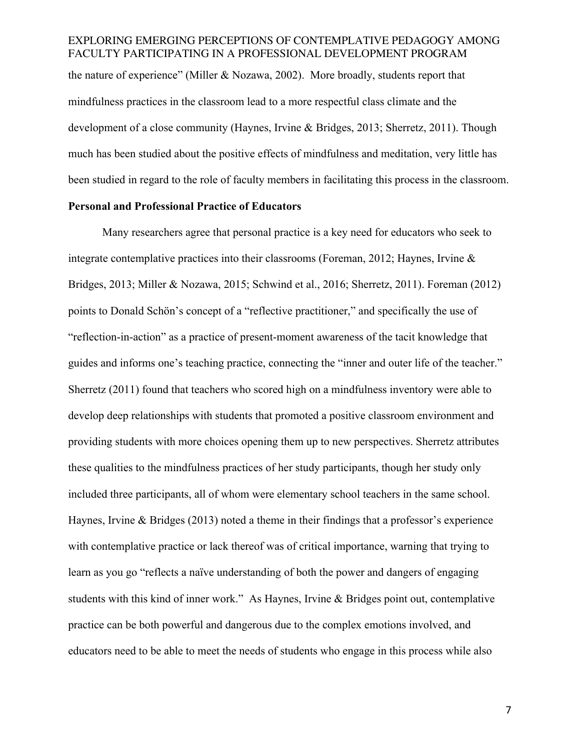the nature of experience" (Miller & Nozawa, 2002). More broadly, students report that mindfulness practices in the classroom lead to a more respectful class climate and the development of a close community (Haynes, Irvine & Bridges, 2013; Sherretz, 2011). Though much has been studied about the positive effects of mindfulness and meditation, very little has been studied in regard to the role of faculty members in facilitating this process in the classroom.

**Personal and Professional Practice of Educators**

Many researchers agree that personal practice is a key need for educators who seek to integrate contemplative practices into their classrooms (Foreman, 2012; Haynes, Irvine & Bridges, 2013; Miller & Nozawa, 2015; Schwind et al., 2016; Sherretz, 2011). Foreman (2012) points to Donald Schön's concept of a "reflective practitioner," and specifically the use of "reflection-in-action" as a practice of present-moment awareness of the tacit knowledge that guides and informs one's teaching practice, connecting the "inner and outer life of the teacher." Sherretz (2011) found that teachers who scored high on a mindfulness inventory were able to develop deep relationships with students that promoted a positive classroom environment and providing students with more choices opening them up to new perspectives. Sherretz attributes these qualities to the mindfulness practices of her study participants, though her study only included three participants, all of whom were elementary school teachers in the same school. Haynes, Irvine & Bridges (2013) noted a theme in their findings that a professor's experience with contemplative practice or lack thereof was of critical importance, warning that trying to learn as you go "reflects a naïve understanding of both the power and dangers of engaging students with this kind of inner work." As Haynes, Irvine & Bridges point out, contemplative practice can be both powerful and dangerous due to the complex emotions involved, and educators need to be able to meet the needs of students who engage in this process while also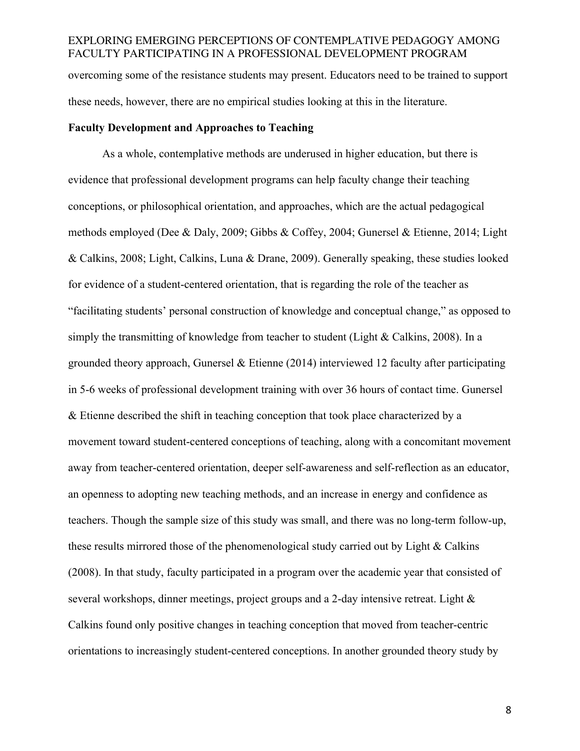overcoming some of the resistance students may present. Educators need to be trained to support these needs, however, there are no empirical studies looking at this in the literature.

**Faculty Development and Approaches to Teaching**

As a whole, contemplative methods are underused in higher education, but there is evidence that professional development programs can help faculty change their teaching conceptions, or philosophical orientation, and approaches, which are the actual pedagogical methods employed (Dee & Daly, 2009; Gibbs & Coffey, 2004; Gunersel & Etienne, 2014; Light & Calkins, 2008; Light, Calkins, Luna & Drane, 2009). Generally speaking, these studies looked for evidence of a student-centered orientation, that is regarding the role of the teacher as "facilitating students' personal construction of knowledge and conceptual change," as opposed to simply the transmitting of knowledge from teacher to student (Light & Calkins, 2008). In a grounded theory approach, Gunersel & Etienne (2014) interviewed 12 faculty after participating in 5-6 weeks of professional development training with over 36 hours of contact time. Gunersel & Etienne described the shift in teaching conception that took place characterized by a movement toward student-centered conceptions of teaching, along with a concomitant movement away from teacher-centered orientation, deeper self-awareness and self-reflection as an educator, an openness to adopting new teaching methods, and an increase in energy and confidence as teachers. Though the sample size of this study was small, and there was no long-term follow-up, these results mirrored those of the phenomenological study carried out by Light & Calkins (2008). In that study, faculty participated in a program over the academic year that consisted of several workshops, dinner meetings, project groups and a 2-day intensive retreat. Light & Calkins found only positive changes in teaching conception that moved from teacher-centric orientations to increasingly student-centered conceptions. In another grounded theory study by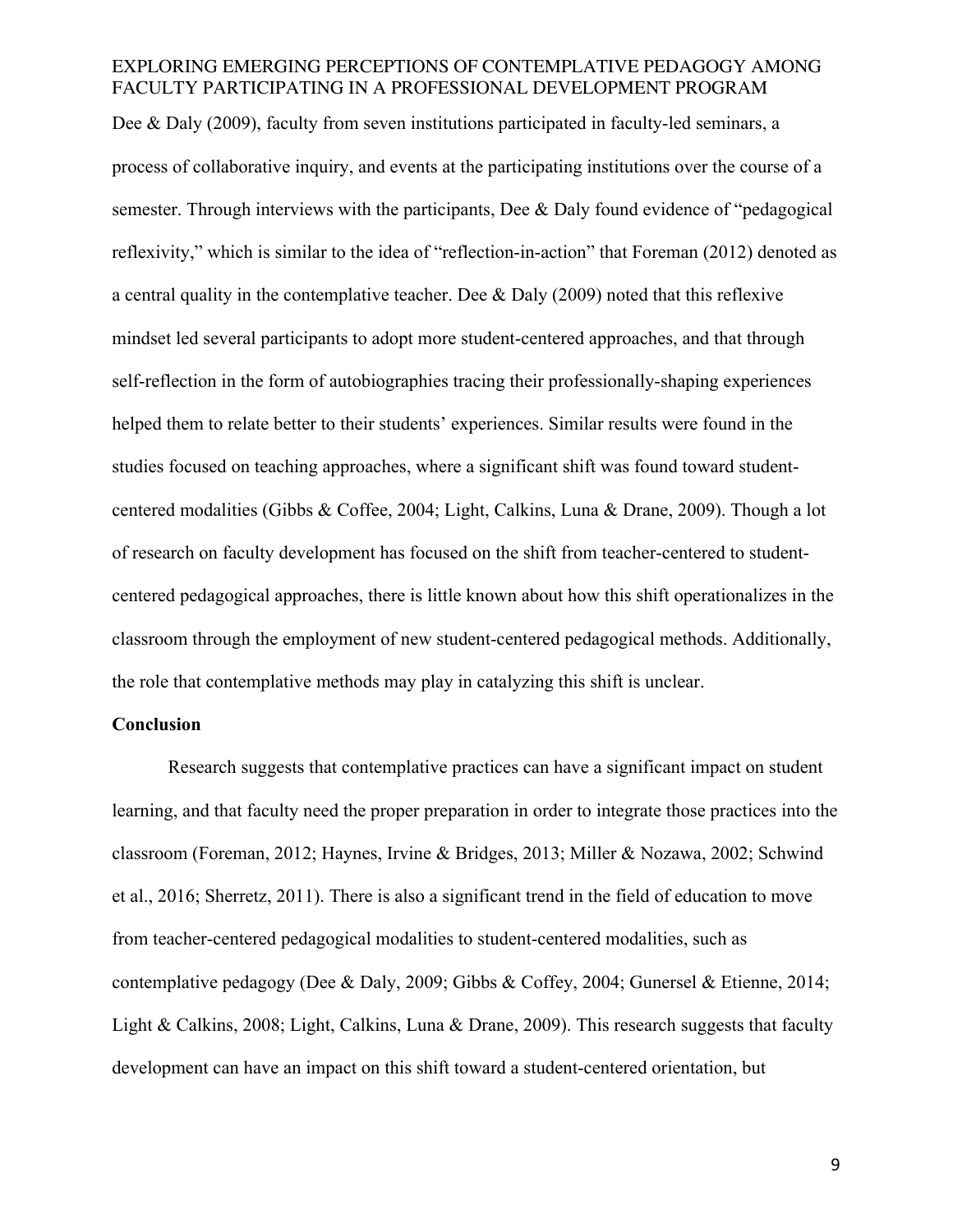Dee & Daly (2009), faculty from seven institutions participated in faculty-led seminars, a process of collaborative inquiry, and events at the participating institutions over the course of a semester. Through interviews with the participants, Dee & Daly found evidence of "pedagogical reflexivity," which is similar to the idea of "reflection-in-action" that Foreman (2012) denoted as a central quality in the contemplative teacher. Dee & Daly (2009) noted that this reflexive mindset led several participants to adopt more student-centered approaches, and that through self-reflection in the form of autobiographies tracing their professionally-shaping experiences helped them to relate better to their students' experiences. Similar results were found in the studies focused on teaching approaches, where a significant shift was found toward student-centered modalities (Gibbs & Coffee, 2004; Light, Calkins, Luna & Drane, 2009). Though a lot of research on faculty development has focused on the shift from teacher-centered to student-centered pedagogical approaches, there is little known about how this shift operationalizes in the classroom through the employment of new student-centered pedagogical methods. Additionally, the role that contemplative methods may play in catalyzing this shift is unclear.

## Conclusion

Research suggests that contemplative practices can have a significant impact on student learning, and that faculty need the proper preparation in order to integrate those practices into the classroom (Foreman, 2012; Haynes, Irvine & Bridges, 2013; Miller & Nozawa, 2002; Schwind et al., 2016; Sherretz, 2011). There is also a significant trend in the field of education to move from teacher-centered pedagogical modalities to student-centered modalities, such as contemplative pedagogy (Dee & Daly, 2009; Gibbs & Coffey, 2004; Gunersel & Etienne, 2014; Light & Calkins, 2008; Light, Calkins, Luna & Drane, 2009). This research suggests that faculty development can have an impact on this shift toward a student-centered orientation, but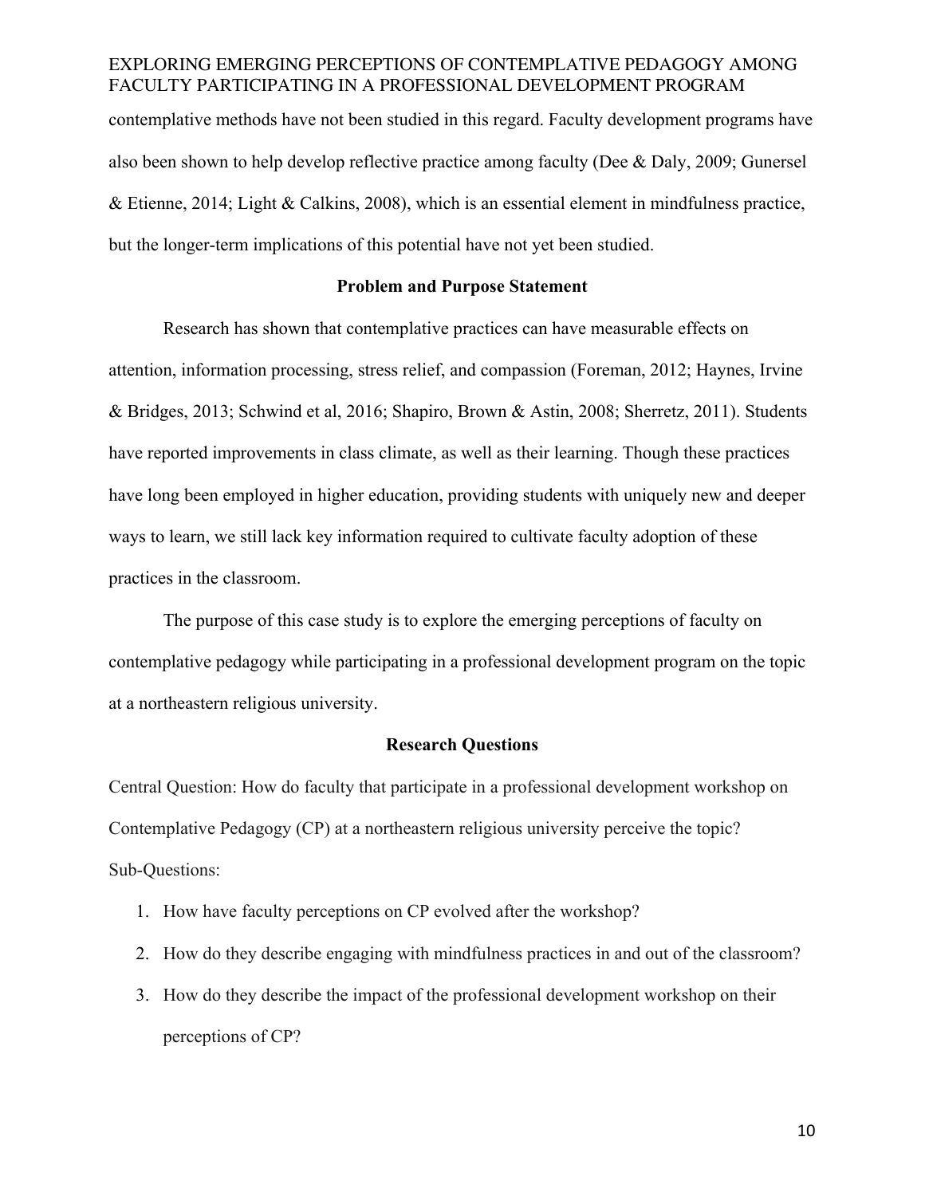contemplative methods have not been studied in this regard. Faculty development programs have also been shown to help develop reflective practice among faculty (Dee & Daly, 2009; Gunersel & Etienne, 2014; Light & Calkins, 2008), which is an essential element in mindfulness practice, but the longer-term implications of this potential have not yet been studied.

## Problem and Purpose Statement

Research has shown that contemplative practices can have measurable effects on attention, information processing, stress relief, and compassion (Foreman, 2012; Haynes, Irvine & Bridges, 2013; Schwind et al, 2016; Shapiro, Brown & Astin, 2008; Sherretz, 2011). Students have reported improvements in class climate, as well as their learning. Though these practices have long been employed in higher education, providing students with uniquely new and deeper ways to learn, we still lack key information required to cultivate faculty adoption of these practices in the classroom.

The purpose of this case study is to explore the emerging perceptions of faculty on contemplative pedagogy while participating in a professional development program on the topic at a northeastern religious university.

## Research Questions

Central Question: How do faculty that participate in a professional development workshop on Contemplative Pedagogy (CP) at a northeastern religious university perceive the topic?

Sub-Questions:

1. How have faculty perceptions on CP evolved after the workshop?
2. How do they describe engaging with mindfulness practices in and out of the classroom?
3. How do they describe the impact of the professional development workshop on their perceptions of CP?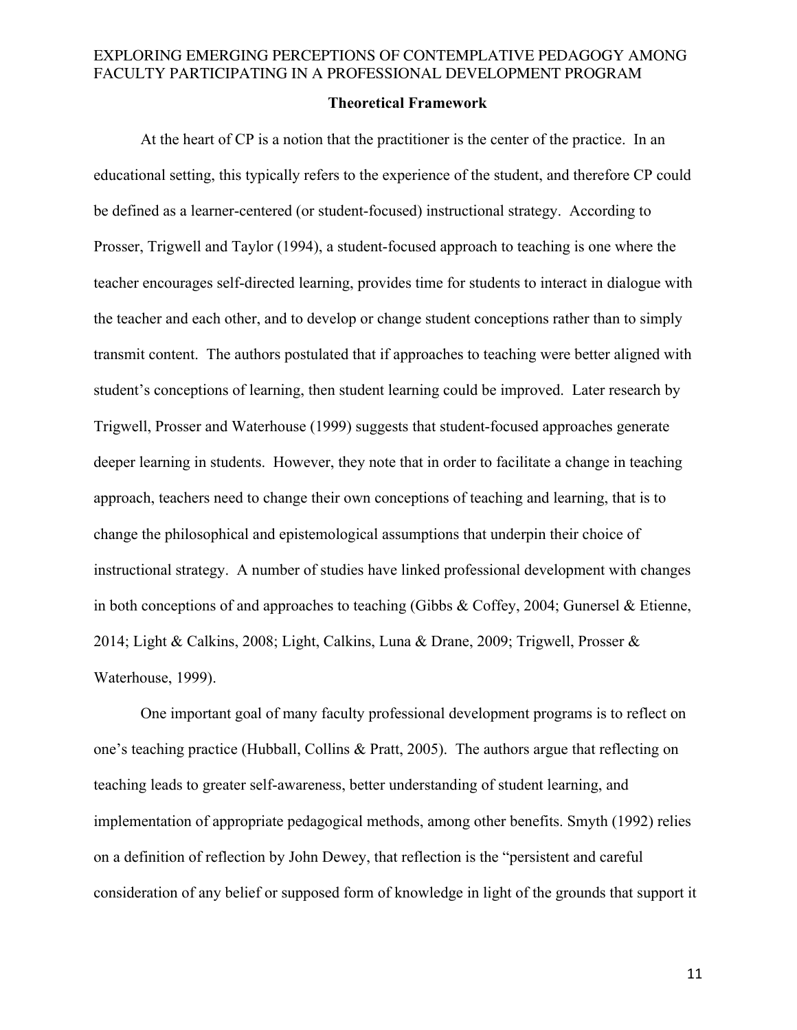## Theoretical Framework

At the heart of CP is a notion that the practitioner is the center of the practice. In an educational setting, this typically refers to the experience of the student, and therefore CP could be defined as a learner-centered (or student-focused) instructional strategy. According to Prosser, Trigwell and Taylor (1994), a student-focused approach to teaching is one where the teacher encourages self-directed learning, provides time for students to interact in dialogue with the teacher and each other, and to develop or change student conceptions rather than to simply transmit content. The authors postulated that if approaches to teaching were better aligned with student's conceptions of learning, then student learning could be improved. Later research by Trigwell, Prosser and Waterhouse (1999) suggests that student-focused approaches generate deeper learning in students. However, they note that in order to facilitate a change in teaching approach, teachers need to change their own conceptions of teaching and learning, that is to change the philosophical and epistemological assumptions that underpin their choice of instructional strategy. A number of studies have linked professional development with changes in both conceptions of and approaches to teaching (Gibbs & Coffey, 2004; Gunersel & Etienne, 2014; Light & Calkins, 2008; Light, Calkins, Luna & Drane, 2009; Trigwell, Prosser & Waterhouse, 1999).

One important goal of many faculty professional development programs is to reflect on one's teaching practice (Hubball, Collins & Pratt, 2005). The authors argue that reflecting on teaching leads to greater self-awareness, better understanding of student learning, and implementation of appropriate pedagogical methods, among other benefits. Smyth (1992) relies on a definition of reflection by John Dewey, that reflection is the "persistent and careful consideration of any belief or supposed form of knowledge in light of the grounds that support it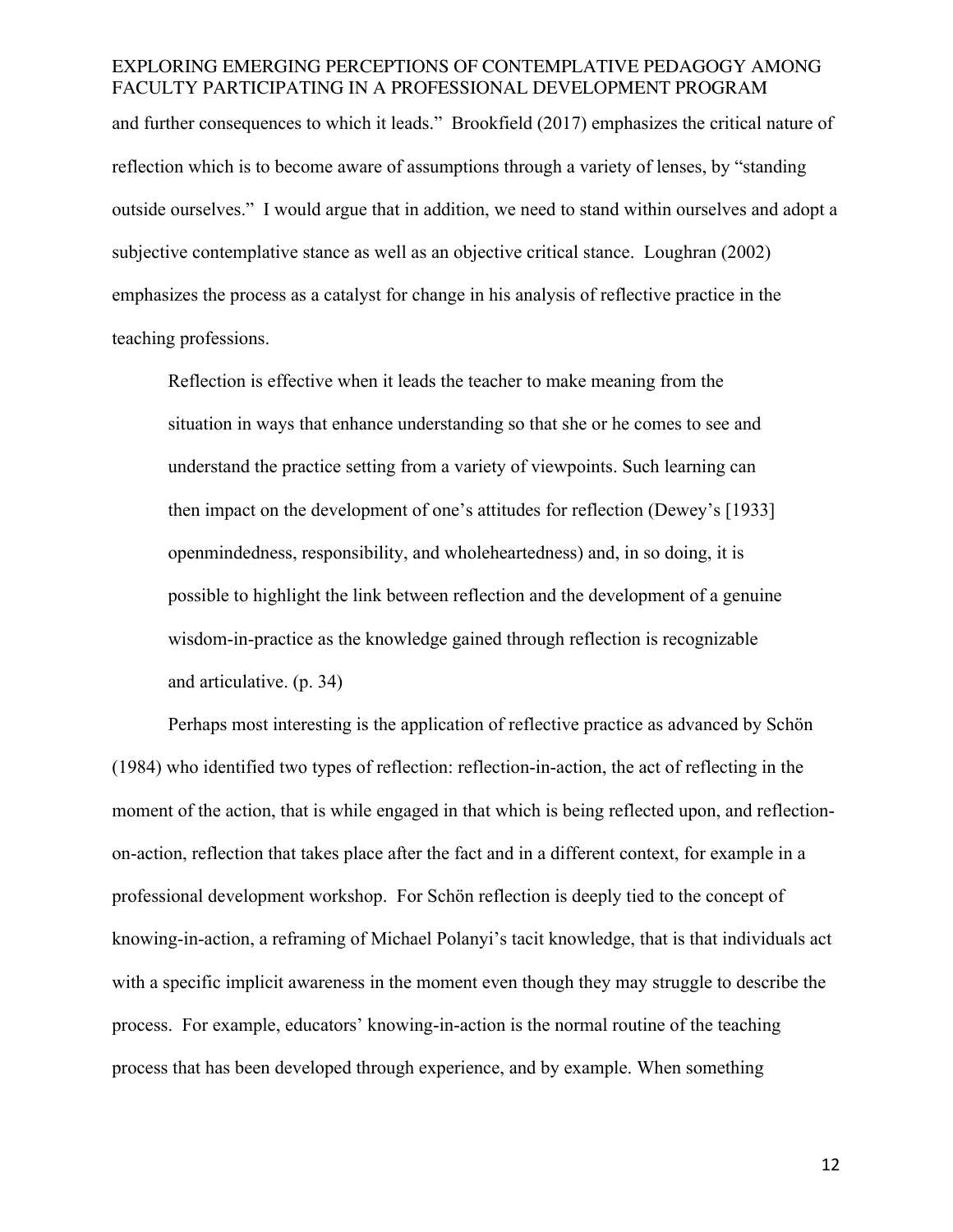and further consequences to which it leads." Brookfield (2017) emphasizes the critical nature of reflection which is to become aware of assumptions through a variety of lenses, by "standing outside ourselves." I would argue that in addition, we need to stand within ourselves and adopt a subjective contemplative stance as well as an objective critical stance. Loughran (2002) emphasizes the process as a catalyst for change in his analysis of reflective practice in the teaching professions.

> Reflection is effective when it leads the teacher to make meaning from the situation in ways that enhance understanding so that she or he comes to see and understand the practice setting from a variety of viewpoints. Such learning can then impact on the development of one's attitudes for reflection (Dewey's [1933] openmindedness, responsibility, and wholeheartedness) and, in so doing, it is possible to highlight the link between reflection and the development of a genuine wisdom-in-practice as the knowledge gained through reflection is recognizable and articulative. (p. 34)

Perhaps most interesting is the application of reflective practice as advanced by Schön (1984) who identified two types of reflection: reflection-in-action, the act of reflecting in the moment of the action, that is while engaged in that which is being reflected upon, and reflection-on-action, reflection that takes place after the fact and in a different context, for example in a professional development workshop. For Schön reflection is deeply tied to the concept of knowing-in-action, a reframing of Michael Polanyi's tacit knowledge, that is that individuals act with a specific implicit awareness in the moment even though they may struggle to describe the process. For example, educators' knowing-in-action is the normal routine of the teaching process that has been developed through experience, and by example. When something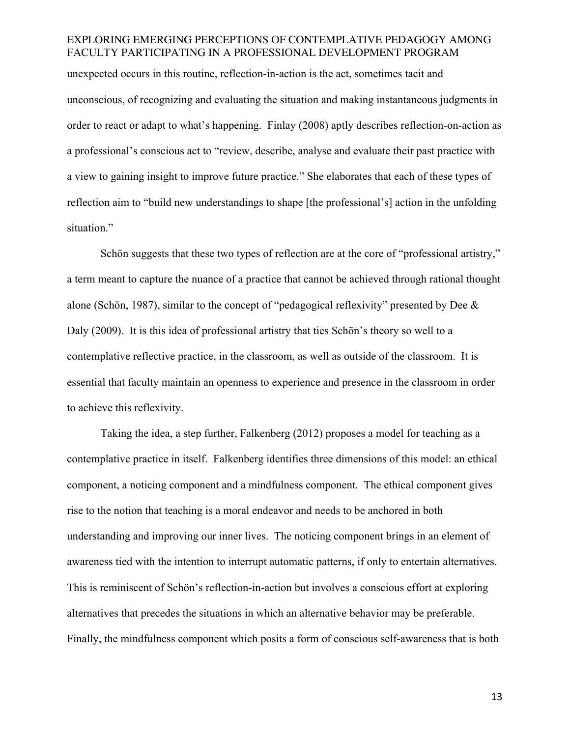unexpected occurs in this routine, reflection-in-action is the act, sometimes tacit and unconscious, of recognizing and evaluating the situation and making instantaneous judgments in order to react or adapt to what's happening. Finlay (2008) aptly describes reflection-on-action as a professional's conscious act to "review, describe, analyse and evaluate their past practice with a view to gaining insight to improve future practice." She elaborates that each of these types of reflection aim to "build new understandings to shape [the professional's] action in the unfolding situation."

Schön suggests that these two types of reflection are at the core of "professional artistry," a term meant to capture the nuance of a practice that cannot be achieved through rational thought alone (Schön, 1987), similar to the concept of "pedagogical reflexivity" presented by Dee & Daly (2009). It is this idea of professional artistry that ties Schön's theory so well to a contemplative reflective practice, in the classroom, as well as outside of the classroom. It is essential that faculty maintain an openness to experience and presence in the classroom in order to achieve this reflexivity.

Taking the idea, a step further, Falkenberg (2012) proposes a model for teaching as a contemplative practice in itself. Falkenberg identifies three dimensions of this model: an ethical component, a noticing component and a mindfulness component. The ethical component gives rise to the notion that teaching is a moral endeavor and needs to be anchored in both understanding and improving our inner lives. The noticing component brings in an element of awareness tied with the intention to interrupt automatic patterns, if only to entertain alternatives. This is reminiscent of Schön's reflection-in-action but involves a conscious effort at exploring alternatives that precedes the situations in which an alternative behavior may be preferable. Finally, the mindfulness component which posits a form of conscious self-awareness that is both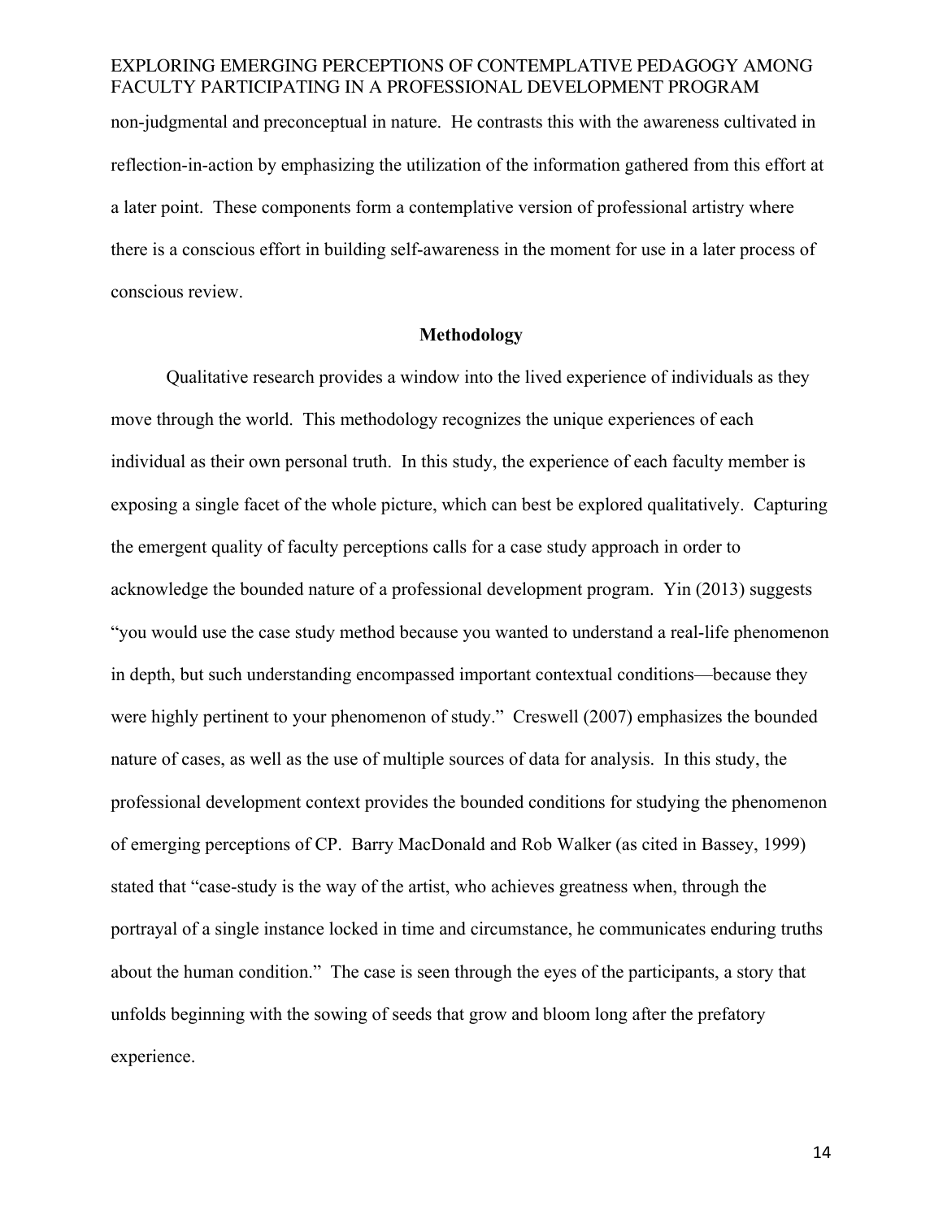non-judgmental and preconceptual in nature. He contrasts this with the awareness cultivated in reflection-in-action by emphasizing the utilization of the information gathered from this effort at a later point. These components form a contemplative version of professional artistry where there is a conscious effort in building self-awareness in the moment for use in a later process of conscious review.

## Methodology

Qualitative research provides a window into the lived experience of individuals as they move through the world. This methodology recognizes the unique experiences of each individual as their own personal truth. In this study, the experience of each faculty member is exposing a single facet of the whole picture, which can best be explored qualitatively. Capturing the emergent quality of faculty perceptions calls for a case study approach in order to acknowledge the bounded nature of a professional development program. Yin (2013) suggests "you would use the case study method because you wanted to understand a real-life phenomenon in depth, but such understanding encompassed important contextual conditions—because they were highly pertinent to your phenomenon of study." Creswell (2007) emphasizes the bounded nature of cases, as well as the use of multiple sources of data for analysis. In this study, the professional development context provides the bounded conditions for studying the phenomenon of emerging perceptions of CP. Barry MacDonald and Rob Walker (as cited in Bassey, 1999) stated that "case-study is the way of the artist, who achieves greatness when, through the portrayal of a single instance locked in time and circumstance, he communicates enduring truths about the human condition." The case is seen through the eyes of the participants, a story that unfolds beginning with the sowing of seeds that grow and bloom long after the prefatory experience.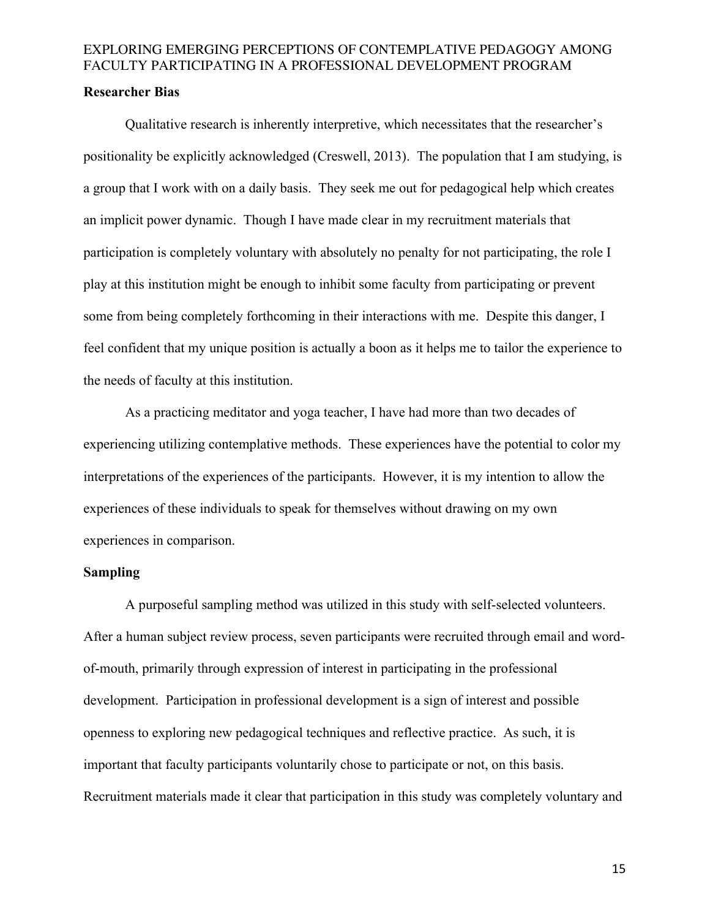**Researcher Bias**

Qualitative research is inherently interpretive, which necessitates that the researcher's positionality be explicitly acknowledged (Creswell, 2013). The population that I am studying, is a group that I work with on a daily basis. They seek me out for pedagogical help which creates an implicit power dynamic. Though I have made clear in my recruitment materials that participation is completely voluntary with absolutely no penalty for not participating, the role I play at this institution might be enough to inhibit some faculty from participating or prevent some from being completely forthcoming in their interactions with me. Despite this danger, I feel confident that my unique position is actually a boon as it helps me to tailor the experience to the needs of faculty at this institution.

As a practicing meditator and yoga teacher, I have had more than two decades of experiencing utilizing contemplative methods. These experiences have the potential to color my interpretations of the experiences of the participants. However, it is my intention to allow the experiences of these individuals to speak for themselves without drawing on my own experiences in comparison.

**Sampling**

A purposeful sampling method was utilized in this study with self-selected volunteers. After a human subject review process, seven participants were recruited through email and word-of-mouth, primarily through expression of interest in participating in the professional development. Participation in professional development is a sign of interest and possible openness to exploring new pedagogical techniques and reflective practice. As such, it is important that faculty participants voluntarily chose to participate or not, on this basis. Recruitment materials made it clear that participation in this study was completely voluntary and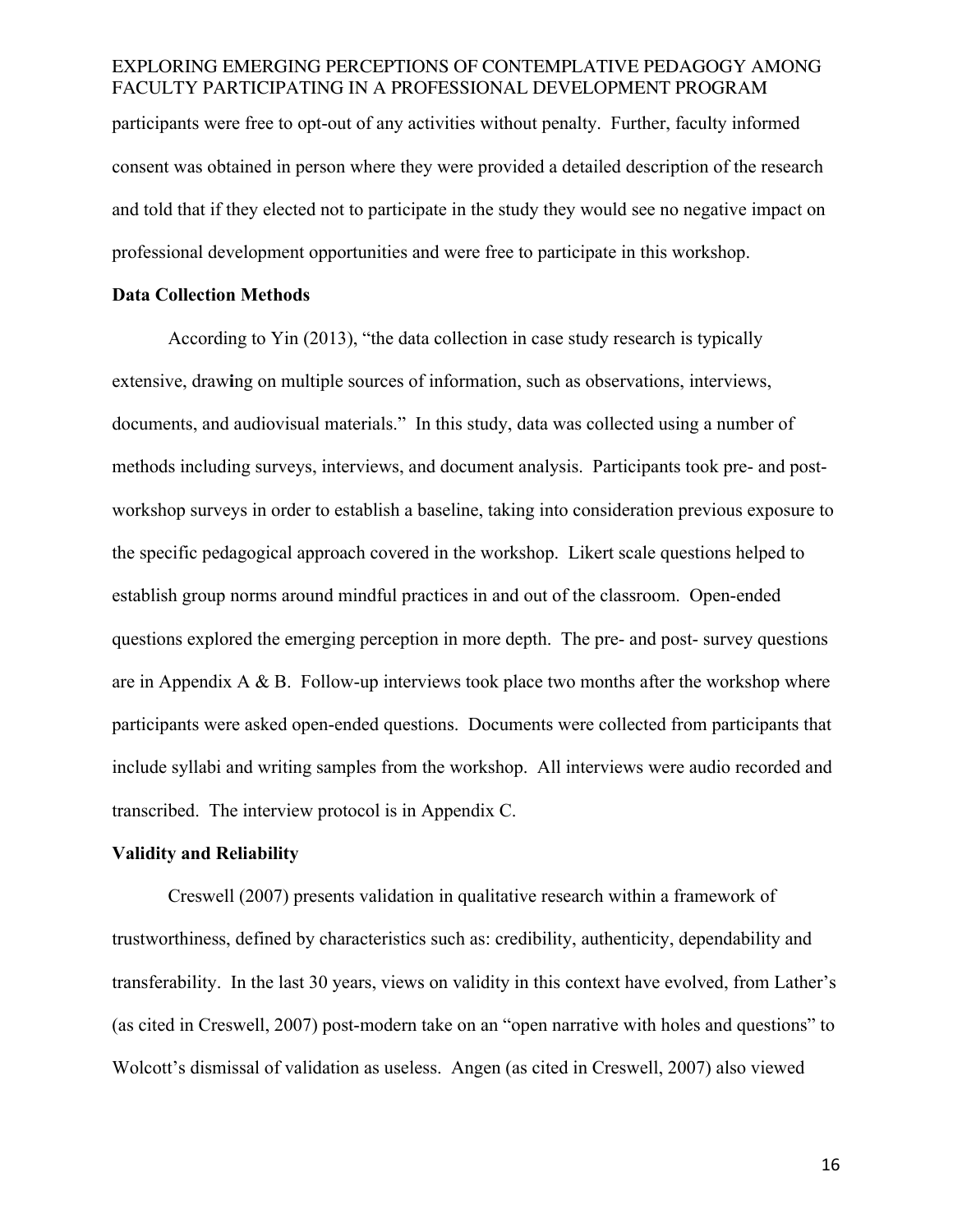participants were free to opt-out of any activities without penalty. Further, faculty informed consent was obtained in person where they were provided a detailed description of the research and told that if they elected not to participate in the study they would see no negative impact on professional development opportunities and were free to participate in this workshop.

### Data Collection Methods

According to Yin (2013), "the data collection in case study research is typically extensive, drawing on multiple sources of information, such as observations, interviews, documents, and audiovisual materials." In this study, data was collected using a number of methods including surveys, interviews, and document analysis. Participants took pre- and post-workshop surveys in order to establish a baseline, taking into consideration previous exposure to the specific pedagogical approach covered in the workshop. Likert scale questions helped to establish group norms around mindful practices in and out of the classroom. Open-ended questions explored the emerging perception in more depth. The pre- and post- survey questions are in Appendix A & B. Follow-up interviews took place two months after the workshop where participants were asked open-ended questions. Documents were collected from participants that include syllabi and writing samples from the workshop. All interviews were audio recorded and transcribed. The interview protocol is in Appendix C.

### Validity and Reliability

Creswell (2007) presents validation in qualitative research within a framework of trustworthiness, defined by characteristics such as: credibility, authenticity, dependability and transferability. In the last 30 years, views on validity in this context have evolved, from Lather's (as cited in Creswell, 2007) post-modern take on an "open narrative with holes and questions" to Wolcott's dismissal of validation as useless. Angen (as cited in Creswell, 2007) also viewed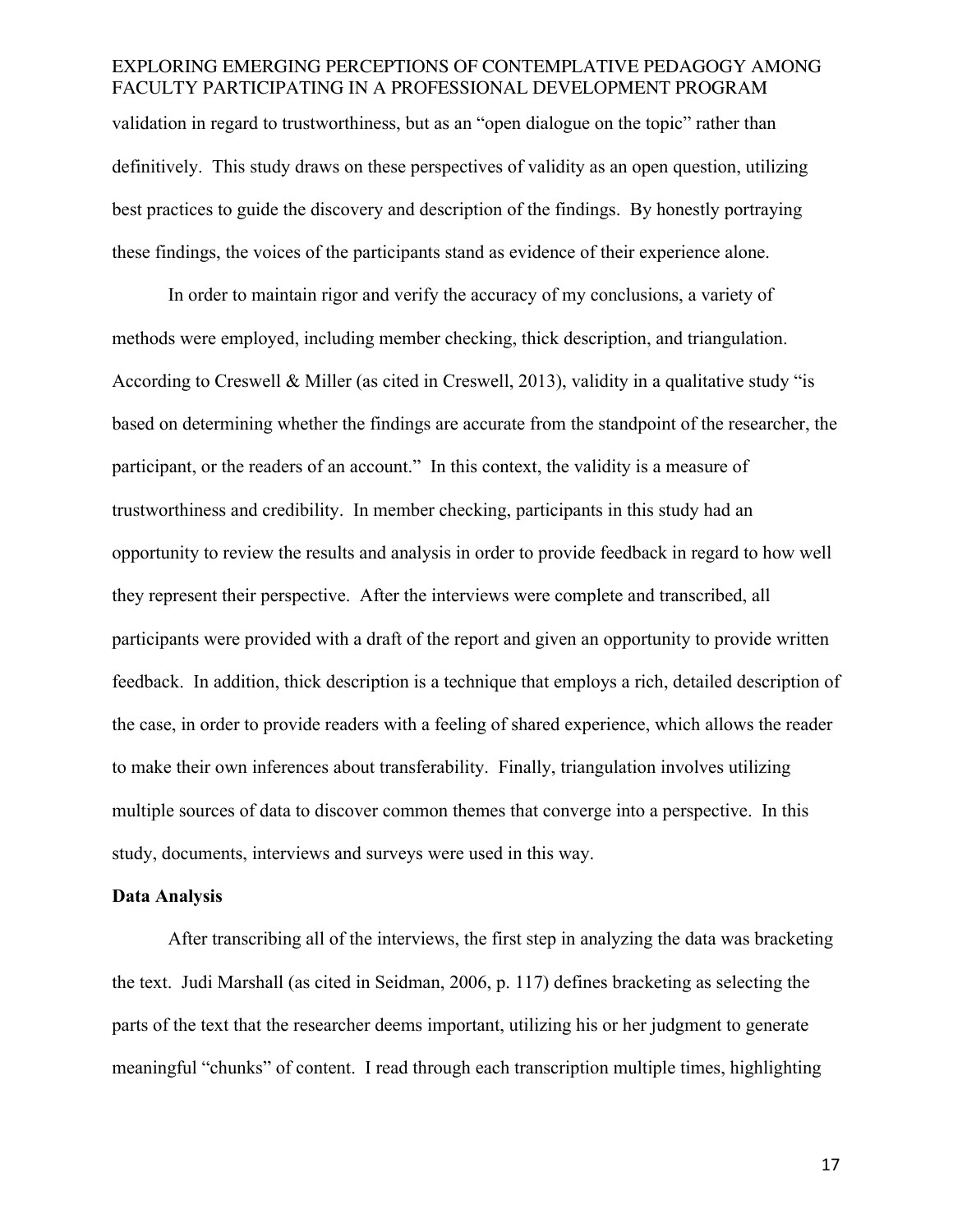validation in regard to trustworthiness, but as an "open dialogue on the topic" rather than definitively. This study draws on these perspectives of validity as an open question, utilizing best practices to guide the discovery and description of the findings. By honestly portraying these findings, the voices of the participants stand as evidence of their experience alone.

In order to maintain rigor and verify the accuracy of my conclusions, a variety of methods were employed, including member checking, thick description, and triangulation. According to Creswell & Miller (as cited in Creswell, 2013), validity in a qualitative study "is based on determining whether the findings are accurate from the standpoint of the researcher, the participant, or the readers of an account." In this context, the validity is a measure of trustworthiness and credibility. In member checking, participants in this study had an opportunity to review the results and analysis in order to provide feedback in regard to how well they represent their perspective. After the interviews were complete and transcribed, all participants were provided with a draft of the report and given an opportunity to provide written feedback. In addition, thick description is a technique that employs a rich, detailed description of the case, in order to provide readers with a feeling of shared experience, which allows the reader to make their own inferences about transferability. Finally, triangulation involves utilizing multiple sources of data to discover common themes that converge into a perspective. In this study, documents, interviews and surveys were used in this way.

**Data Analysis**

After transcribing all of the interviews, the first step in analyzing the data was bracketing the text. Judi Marshall (as cited in Seidman, 2006, p. 117) defines bracketing as selecting the parts of the text that the researcher deems important, utilizing his or her judgment to generate meaningful "chunks" of content. I read through each transcription multiple times, highlighting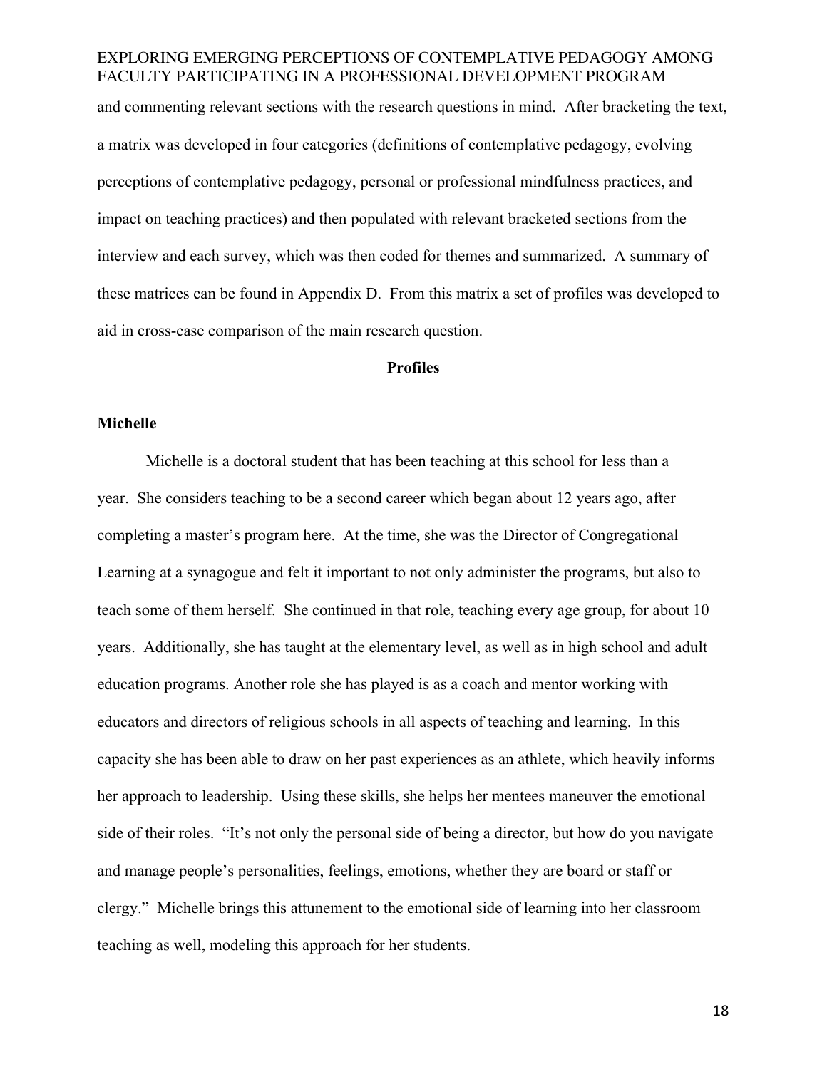and commenting relevant sections with the research questions in mind. After bracketing the text, a matrix was developed in four categories (definitions of contemplative pedagogy, evolving perceptions of contemplative pedagogy, personal or professional mindfulness practices, and impact on teaching practices) and then populated with relevant bracketed sections from the interview and each survey, which was then coded for themes and summarized. A summary of these matrices can be found in Appendix D. From this matrix a set of profiles was developed to aid in cross-case comparison of the main research question.

## Profiles

### Michelle

Michelle is a doctoral student that has been teaching at this school for less than a year. She considers teaching to be a second career which began about 12 years ago, after completing a master's program here. At the time, she was the Director of Congregational Learning at a synagogue and felt it important to not only administer the programs, but also to teach some of them herself. She continued in that role, teaching every age group, for about 10 years. Additionally, she has taught at the elementary level, as well as in high school and adult education programs. Another role she has played is as a coach and mentor working with educators and directors of religious schools in all aspects of teaching and learning. In this capacity she has been able to draw on her past experiences as an athlete, which heavily informs her approach to leadership. Using these skills, she helps her mentees maneuver the emotional side of their roles. "It's not only the personal side of being a director, but how do you navigate and manage people's personalities, feelings, emotions, whether they are board or staff or clergy." Michelle brings this attunement to the emotional side of learning into her classroom teaching as well, modeling this approach for her students.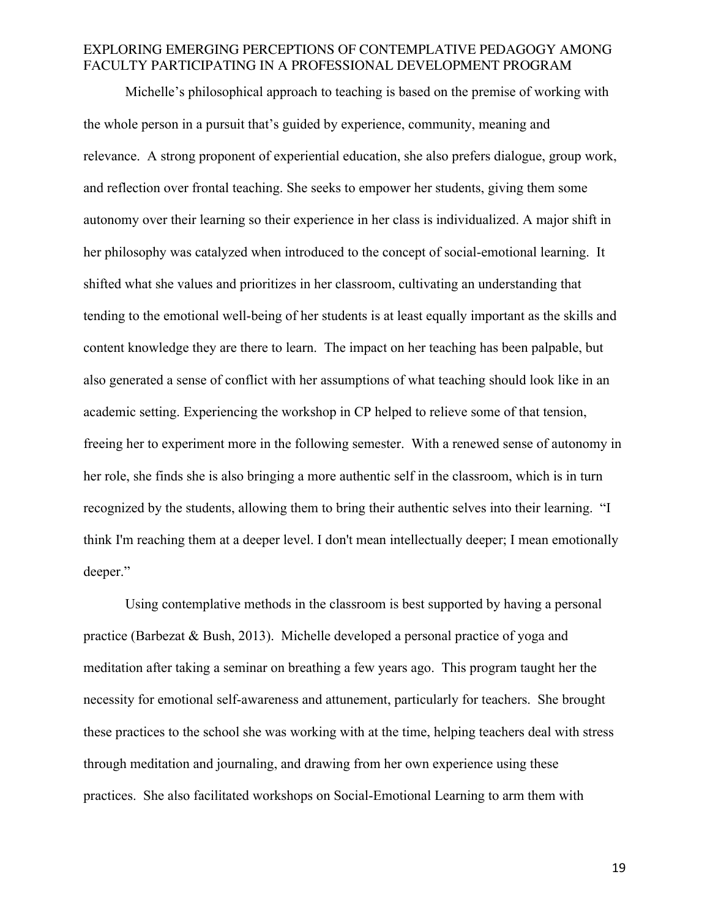Michelle's philosophical approach to teaching is based on the premise of working with the whole person in a pursuit that's guided by experience, community, meaning and relevance. A strong proponent of experiential education, she also prefers dialogue, group work, and reflection over frontal teaching. She seeks to empower her students, giving them some autonomy over their learning so their experience in her class is individualized. A major shift in her philosophy was catalyzed when introduced to the concept of social-emotional learning. It shifted what she values and prioritizes in her classroom, cultivating an understanding that tending to the emotional well-being of her students is at least equally important as the skills and content knowledge they are there to learn. The impact on her teaching has been palpable, but also generated a sense of conflict with her assumptions of what teaching should look like in an academic setting. Experiencing the workshop in CP helped to relieve some of that tension, freeing her to experiment more in the following semester. With a renewed sense of autonomy in her role, she finds she is also bringing a more authentic self in the classroom, which is in turn recognized by the students, allowing them to bring their authentic selves into their learning. "I think I'm reaching them at a deeper level. I don't mean intellectually deeper; I mean emotionally deeper."

Using contemplative methods in the classroom is best supported by having a personal practice (Barbezat & Bush, 2013). Michelle developed a personal practice of yoga and meditation after taking a seminar on breathing a few years ago. This program taught her the necessity for emotional self-awareness and attunement, particularly for teachers. She brought these practices to the school she was working with at the time, helping teachers deal with stress through meditation and journaling, and drawing from her own experience using these practices. She also facilitated workshops on Social-Emotional Learning to arm them with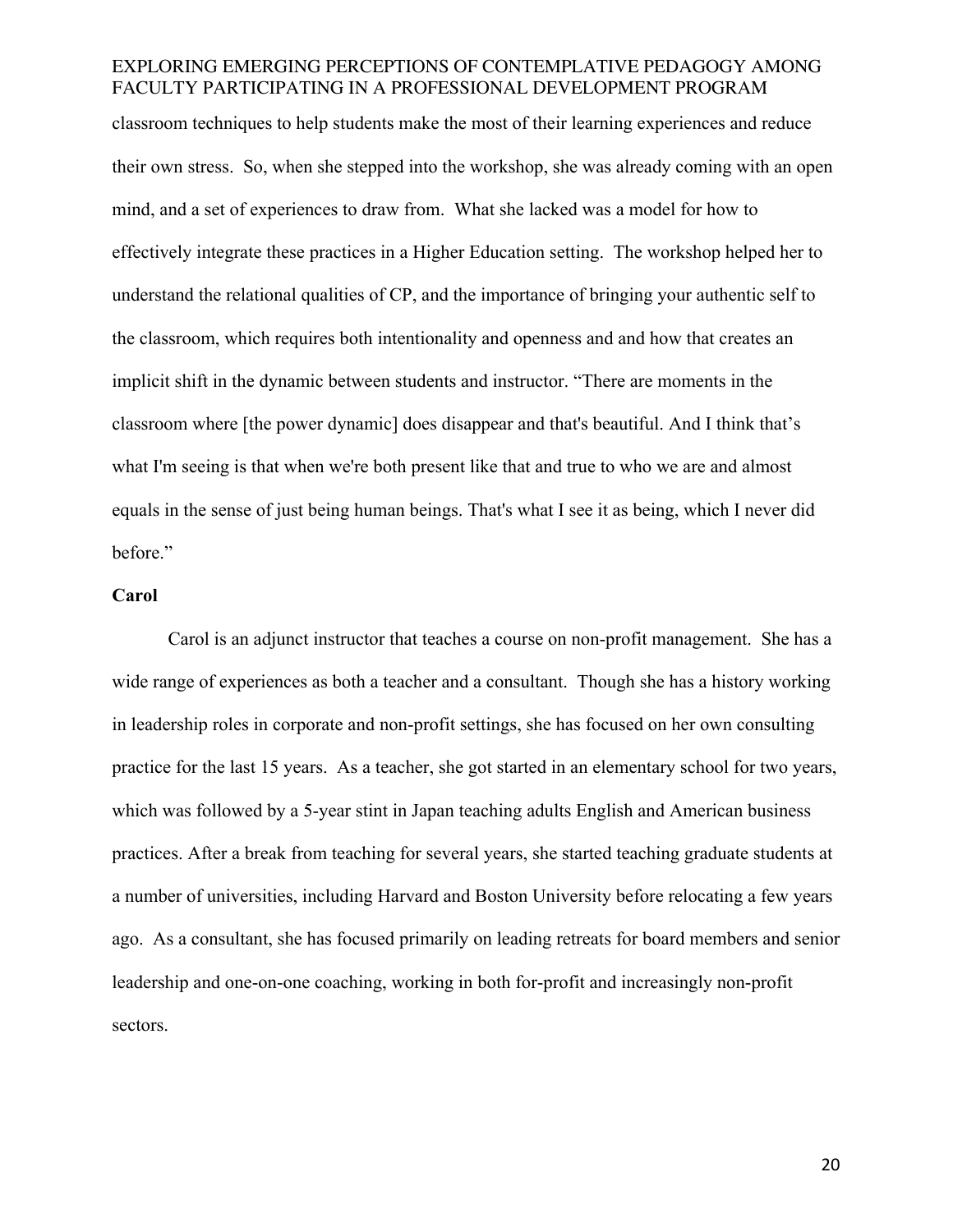classroom techniques to help students make the most of their learning experiences and reduce their own stress. So, when she stepped into the workshop, she was already coming with an open mind, and a set of experiences to draw from. What she lacked was a model for how to effectively integrate these practices in a Higher Education setting. The workshop helped her to understand the relational qualities of CP, and the importance of bringing your authentic self to the classroom, which requires both intentionality and openness and and how that creates an implicit shift in the dynamic between students and instructor. "There are moments in the classroom where [the power dynamic] does disappear and that's beautiful. And I think that's what I'm seeing is that when we're both present like that and true to who we are and almost equals in the sense of just being human beings. That's what I see it as being, which I never did before."

**Carol**

Carol is an adjunct instructor that teaches a course on non-profit management. She has a wide range of experiences as both a teacher and a consultant. Though she has a history working in leadership roles in corporate and non-profit settings, she has focused on her own consulting practice for the last 15 years. As a teacher, she got started in an elementary school for two years, which was followed by a 5-year stint in Japan teaching adults English and American business practices. After a break from teaching for several years, she started teaching graduate students at a number of universities, including Harvard and Boston University before relocating a few years ago. As a consultant, she has focused primarily on leading retreats for board members and senior leadership and one-on-one coaching, working in both for-profit and increasingly non-profit sectors.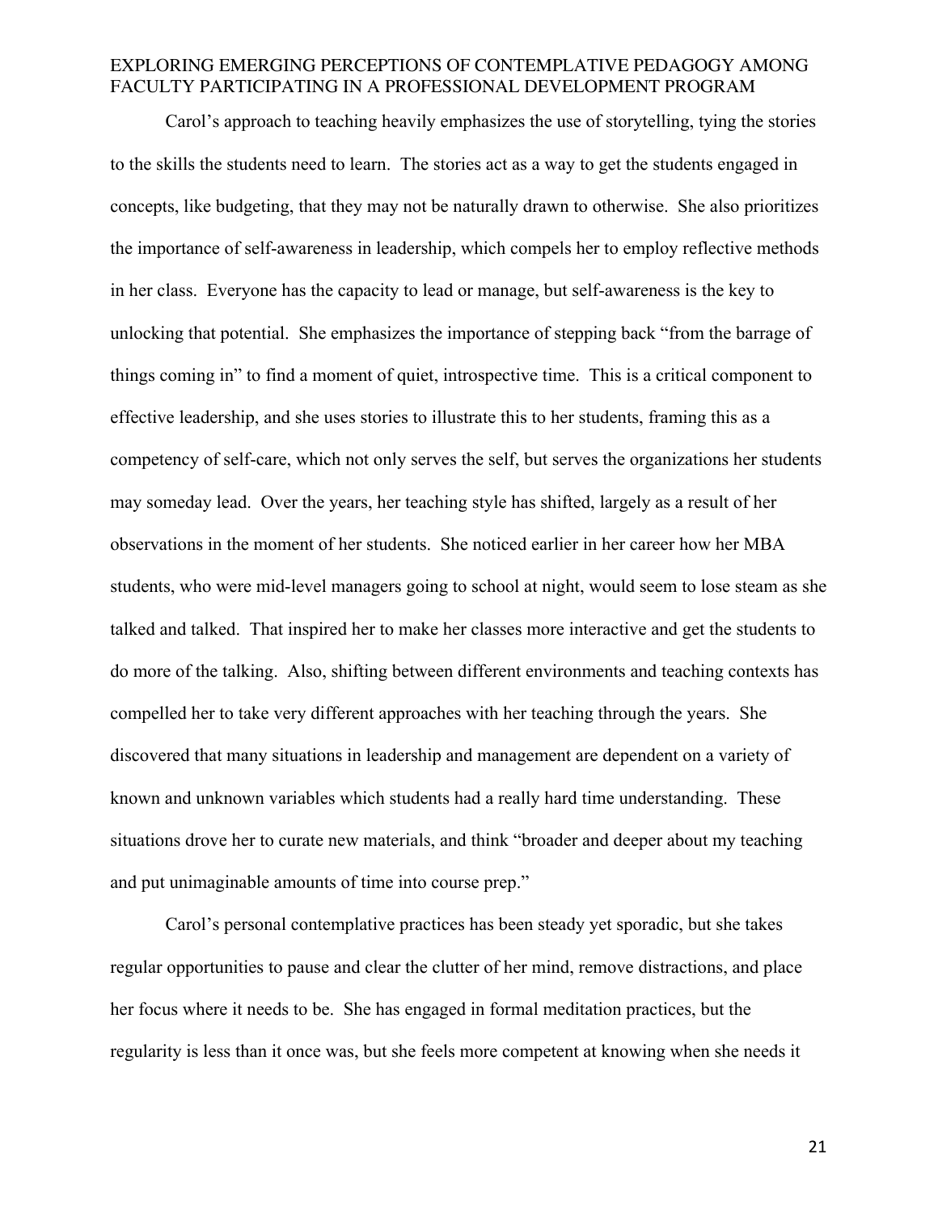Carol's approach to teaching heavily emphasizes the use of storytelling, tying the stories to the skills the students need to learn. The stories act as a way to get the students engaged in concepts, like budgeting, that they may not be naturally drawn to otherwise. She also prioritizes the importance of self-awareness in leadership, which compels her to employ reflective methods in her class. Everyone has the capacity to lead or manage, but self-awareness is the key to unlocking that potential. She emphasizes the importance of stepping back "from the barrage of things coming in" to find a moment of quiet, introspective time. This is a critical component to effective leadership, and she uses stories to illustrate this to her students, framing this as a competency of self-care, which not only serves the self, but serves the organizations her students may someday lead. Over the years, her teaching style has shifted, largely as a result of her observations in the moment of her students. She noticed earlier in her career how her MBA students, who were mid-level managers going to school at night, would seem to lose steam as she talked and talked. That inspired her to make her classes more interactive and get the students to do more of the talking. Also, shifting between different environments and teaching contexts has compelled her to take very different approaches with her teaching through the years. She discovered that many situations in leadership and management are dependent on a variety of known and unknown variables which students had a really hard time understanding. These situations drove her to curate new materials, and think "broader and deeper about my teaching and put unimaginable amounts of time into course prep."

Carol's personal contemplative practices has been steady yet sporadic, but she takes regular opportunities to pause and clear the clutter of her mind, remove distractions, and place her focus where it needs to be. She has engaged in formal meditation practices, but the regularity is less than it once was, but she feels more competent at knowing when she needs it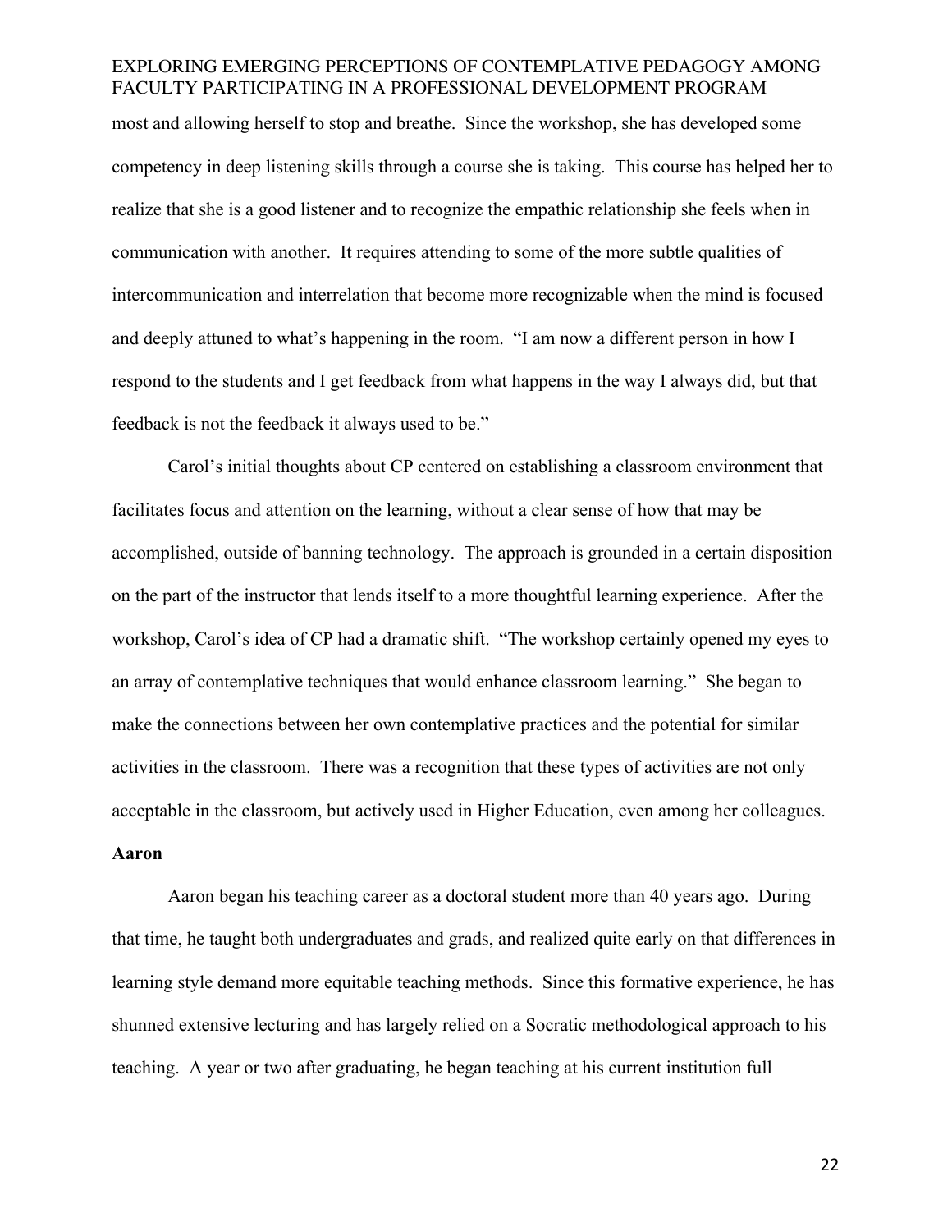most and allowing herself to stop and breathe. Since the workshop, she has developed some competency in deep listening skills through a course she is taking. This course has helped her to realize that she is a good listener and to recognize the empathic relationship she feels when in communication with another. It requires attending to some of the more subtle qualities of intercommunication and interrelation that become more recognizable when the mind is focused and deeply attuned to what's happening in the room. "I am now a different person in how I respond to the students and I get feedback from what happens in the way I always did, but that feedback is not the feedback it always used to be."

Carol's initial thoughts about CP centered on establishing a classroom environment that facilitates focus and attention on the learning, without a clear sense of how that may be accomplished, outside of banning technology. The approach is grounded in a certain disposition on the part of the instructor that lends itself to a more thoughtful learning experience. After the workshop, Carol's idea of CP had a dramatic shift. "The workshop certainly opened my eyes to an array of contemplative techniques that would enhance classroom learning." She began to make the connections between her own contemplative practices and the potential for similar activities in the classroom. There was a recognition that these types of activities are not only acceptable in the classroom, but actively used in Higher Education, even among her colleagues.

**Aaron**

Aaron began his teaching career as a doctoral student more than 40 years ago. During that time, he taught both undergraduates and grads, and realized quite early on that differences in learning style demand more equitable teaching methods. Since this formative experience, he has shunned extensive lecturing and has largely relied on a Socratic methodological approach to his teaching. A year or two after graduating, he began teaching at his current institution full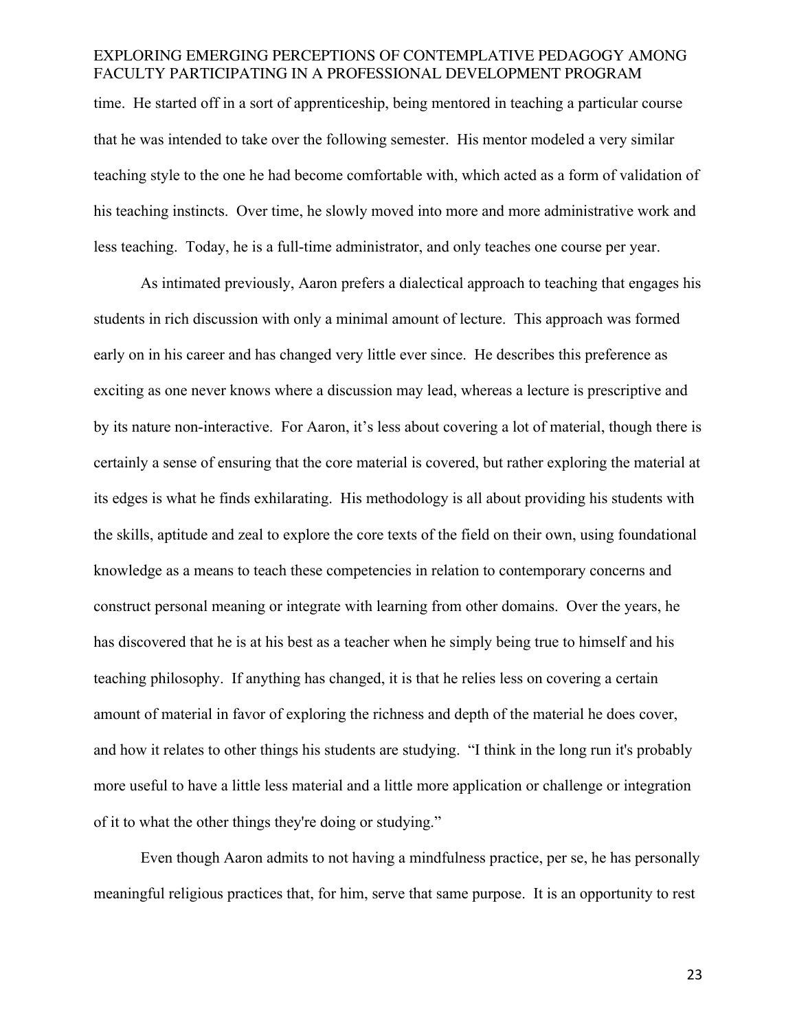time. He started off in a sort of apprenticeship, being mentored in teaching a particular course that he was intended to take over the following semester. His mentor modeled a very similar teaching style to the one he had become comfortable with, which acted as a form of validation of his teaching instincts. Over time, he slowly moved into more and more administrative work and less teaching. Today, he is a full-time administrator, and only teaches one course per year.

As intimated previously, Aaron prefers a dialectical approach to teaching that engages his students in rich discussion with only a minimal amount of lecture. This approach was formed early on in his career and has changed very little ever since. He describes this preference as exciting as one never knows where a discussion may lead, whereas a lecture is prescriptive and by its nature non-interactive. For Aaron, it's less about covering a lot of material, though there is certainly a sense of ensuring that the core material is covered, but rather exploring the material at its edges is what he finds exhilarating. His methodology is all about providing his students with the skills, aptitude and zeal to explore the core texts of the field on their own, using foundational knowledge as a means to teach these competencies in relation to contemporary concerns and construct personal meaning or integrate with learning from other domains. Over the years, he has discovered that he is at his best as a teacher when he simply being true to himself and his teaching philosophy. If anything has changed, it is that he relies less on covering a certain amount of material in favor of exploring the richness and depth of the material he does cover, and how it relates to other things his students are studying. "I think in the long run it's probably more useful to have a little less material and a little more application or challenge or integration of it to what the other things they're doing or studying."

Even though Aaron admits to not having a mindfulness practice, per se, he has personally meaningful religious practices that, for him, serve that same purpose. It is an opportunity to rest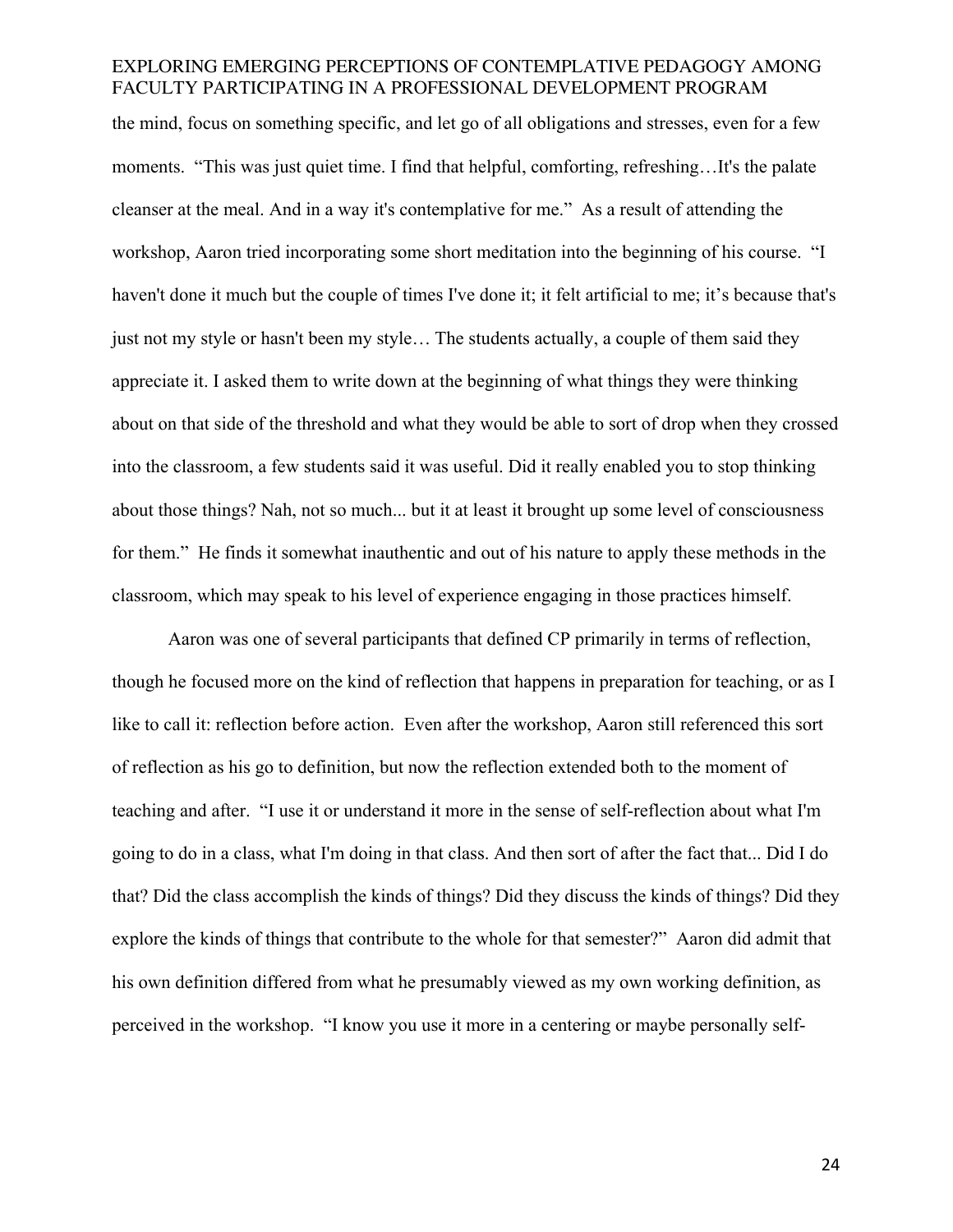the mind, focus on something specific, and let go of all obligations and stresses, even for a few moments. "This was just quiet time. I find that helpful, comforting, refreshing…It's the palate cleanser at the meal. And in a way it's contemplative for me." As a result of attending the workshop, Aaron tried incorporating some short meditation into the beginning of his course. "I haven't done it much but the couple of times I've done it; it felt artificial to me; it's because that's just not my style or hasn't been my style… The students actually, a couple of them said they appreciate it. I asked them to write down at the beginning of what things they were thinking about on that side of the threshold and what they would be able to sort of drop when they crossed into the classroom, a few students said it was useful. Did it really enabled you to stop thinking about those things? Nah, not so much... but it at least it brought up some level of consciousness for them." He finds it somewhat inauthentic and out of his nature to apply these methods in the classroom, which may speak to his level of experience engaging in those practices himself.

Aaron was one of several participants that defined CP primarily in terms of reflection, though he focused more on the kind of reflection that happens in preparation for teaching, or as I like to call it: reflection before action. Even after the workshop, Aaron still referenced this sort of reflection as his go to definition, but now the reflection extended both to the moment of teaching and after. "I use it or understand it more in the sense of self-reflection about what I'm going to do in a class, what I'm doing in that class. And then sort of after the fact that... Did I do that? Did the class accomplish the kinds of things? Did they discuss the kinds of things? Did they explore the kinds of things that contribute to the whole for that semester?" Aaron did admit that his own definition differed from what he presumably viewed as my own working definition, as perceived in the workshop. "I know you use it more in a centering or maybe personally self-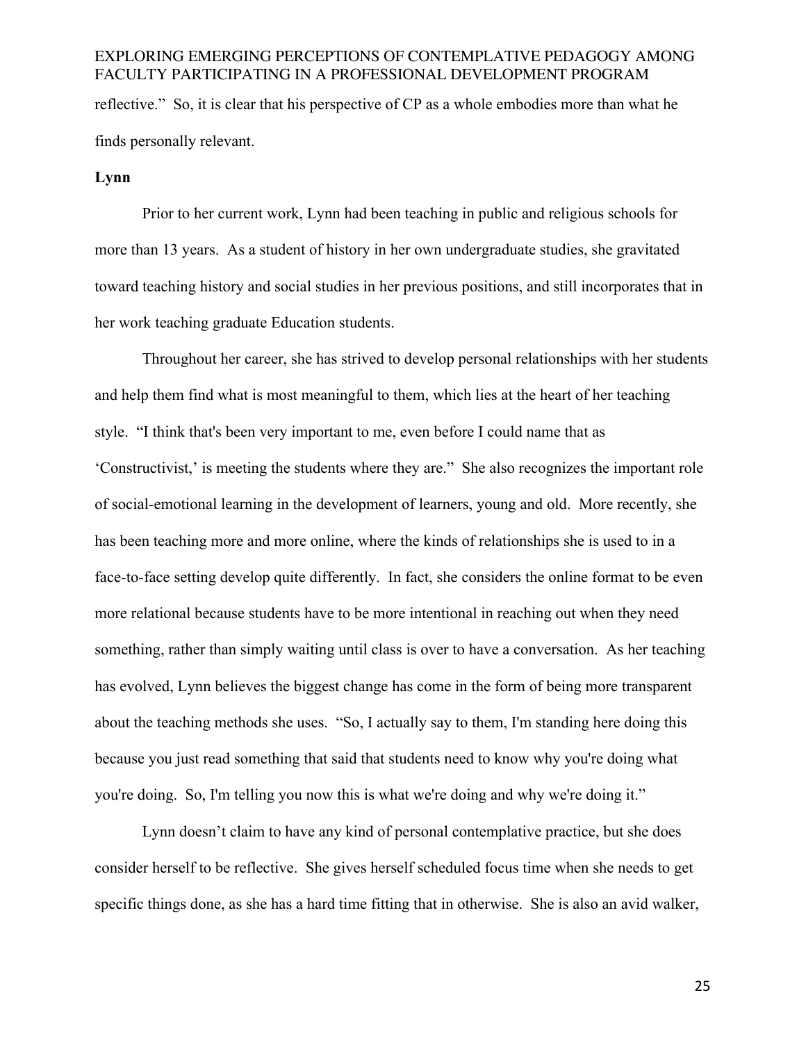reflective." So, it is clear that his perspective of CP as a whole embodies more than what he finds personally relevant.

**Lynn**

Prior to her current work, Lynn had been teaching in public and religious schools for more than 13 years. As a student of history in her own undergraduate studies, she gravitated toward teaching history and social studies in her previous positions, and still incorporates that in her work teaching graduate Education students.

Throughout her career, she has strived to develop personal relationships with her students and help them find what is most meaningful to them, which lies at the heart of her teaching style. "I think that's been very important to me, even before I could name that as 'Constructivist,' is meeting the students where they are." She also recognizes the important role of social-emotional learning in the development of learners, young and old. More recently, she has been teaching more and more online, where the kinds of relationships she is used to in a face-to-face setting develop quite differently. In fact, she considers the online format to be even more relational because students have to be more intentional in reaching out when they need something, rather than simply waiting until class is over to have a conversation. As her teaching has evolved, Lynn believes the biggest change has come in the form of being more transparent about the teaching methods she uses. "So, I actually say to them, I'm standing here doing this because you just read something that said that students need to know why you're doing what you're doing. So, I'm telling you now this is what we're doing and why we're doing it."

Lynn doesn't claim to have any kind of personal contemplative practice, but she does consider herself to be reflective. She gives herself scheduled focus time when she needs to get specific things done, as she has a hard time fitting that in otherwise. She is also an avid walker,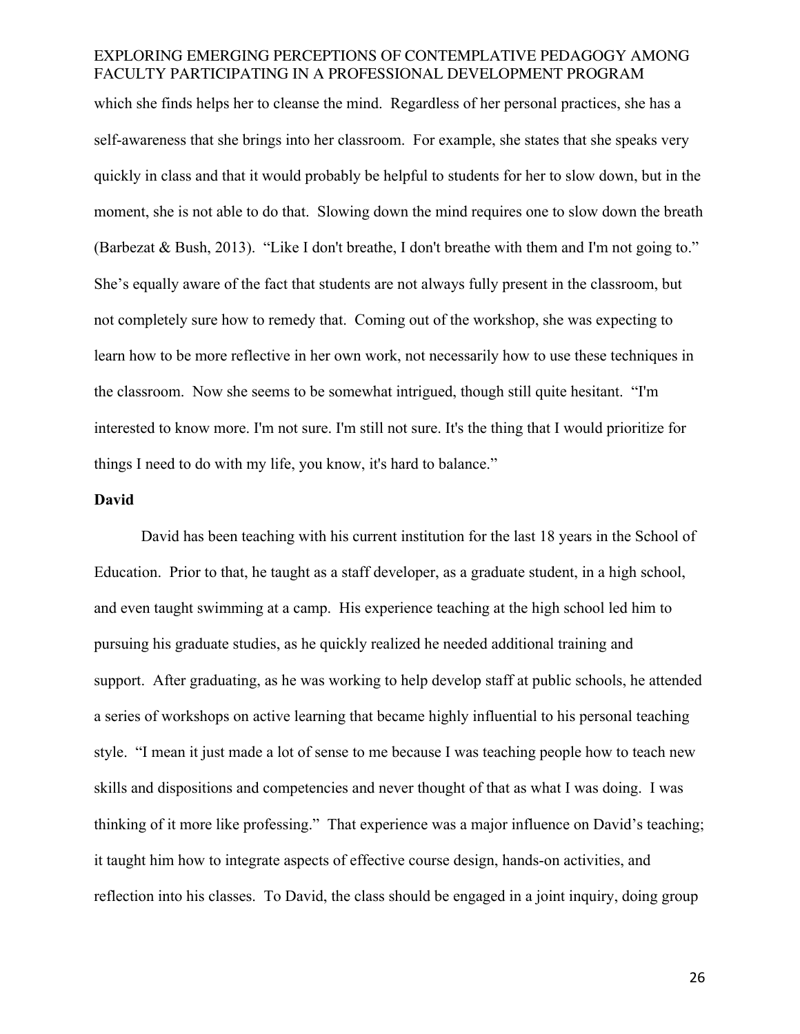which she finds helps her to cleanse the mind. Regardless of her personal practices, she has a self-awareness that she brings into her classroom. For example, she states that she speaks very quickly in class and that it would probably be helpful to students for her to slow down, but in the moment, she is not able to do that. Slowing down the mind requires one to slow down the breath (Barbezat & Bush, 2013). "Like I don't breathe, I don't breathe with them and I'm not going to." She's equally aware of the fact that students are not always fully present in the classroom, but not completely sure how to remedy that. Coming out of the workshop, she was expecting to learn how to be more reflective in her own work, not necessarily how to use these techniques in the classroom. Now she seems to be somewhat intrigued, though still quite hesitant. "I'm interested to know more. I'm not sure. I'm still not sure. It's the thing that I would prioritize for things I need to do with my life, you know, it's hard to balance."

**David**

David has been teaching with his current institution for the last 18 years in the School of Education. Prior to that, he taught as a staff developer, as a graduate student, in a high school, and even taught swimming at a camp. His experience teaching at the high school led him to pursuing his graduate studies, as he quickly realized he needed additional training and support. After graduating, as he was working to help develop staff at public schools, he attended a series of workshops on active learning that became highly influential to his personal teaching style. "I mean it just made a lot of sense to me because I was teaching people how to teach new skills and dispositions and competencies and never thought of that as what I was doing. I was thinking of it more like professing." That experience was a major influence on David's teaching; it taught him how to integrate aspects of effective course design, hands-on activities, and reflection into his classes. To David, the class should be engaged in a joint inquiry, doing group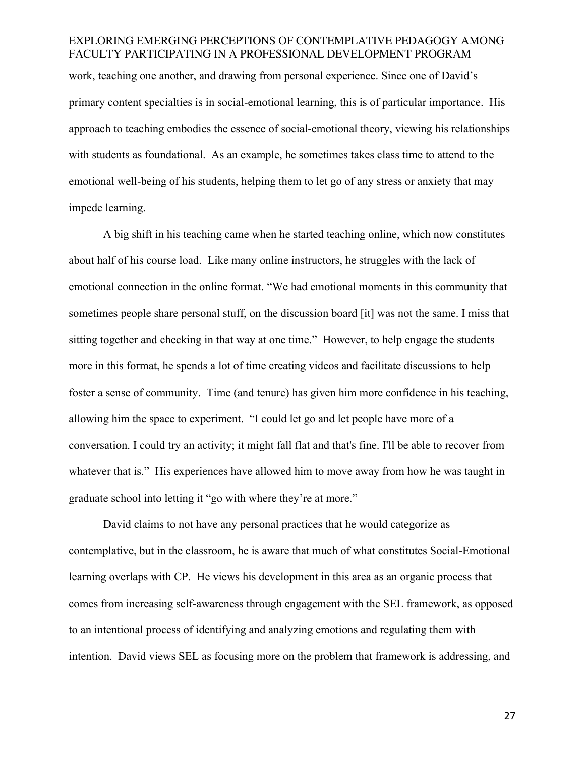work, teaching one another, and drawing from personal experience. Since one of David's primary content specialties is in social-emotional learning, this is of particular importance. His approach to teaching embodies the essence of social-emotional theory, viewing his relationships with students as foundational. As an example, he sometimes takes class time to attend to the emotional well-being of his students, helping them to let go of any stress or anxiety that may impede learning.

A big shift in his teaching came when he started teaching online, which now constitutes about half of his course load. Like many online instructors, he struggles with the lack of emotional connection in the online format. "We had emotional moments in this community that sometimes people share personal stuff, on the discussion board [it] was not the same. I miss that sitting together and checking in that way at one time." However, to help engage the students more in this format, he spends a lot of time creating videos and facilitate discussions to help foster a sense of community. Time (and tenure) has given him more confidence in his teaching, allowing him the space to experiment. "I could let go and let people have more of a conversation. I could try an activity; it might fall flat and that's fine. I'll be able to recover from whatever that is." His experiences have allowed him to move away from how he was taught in graduate school into letting it "go with where they're at more."

David claims to not have any personal practices that he would categorize as contemplative, but in the classroom, he is aware that much of what constitutes Social-Emotional learning overlaps with CP. He views his development in this area as an organic process that comes from increasing self-awareness through engagement with the SEL framework, as opposed to an intentional process of identifying and analyzing emotions and regulating them with intention. David views SEL as focusing more on the problem that framework is addressing, and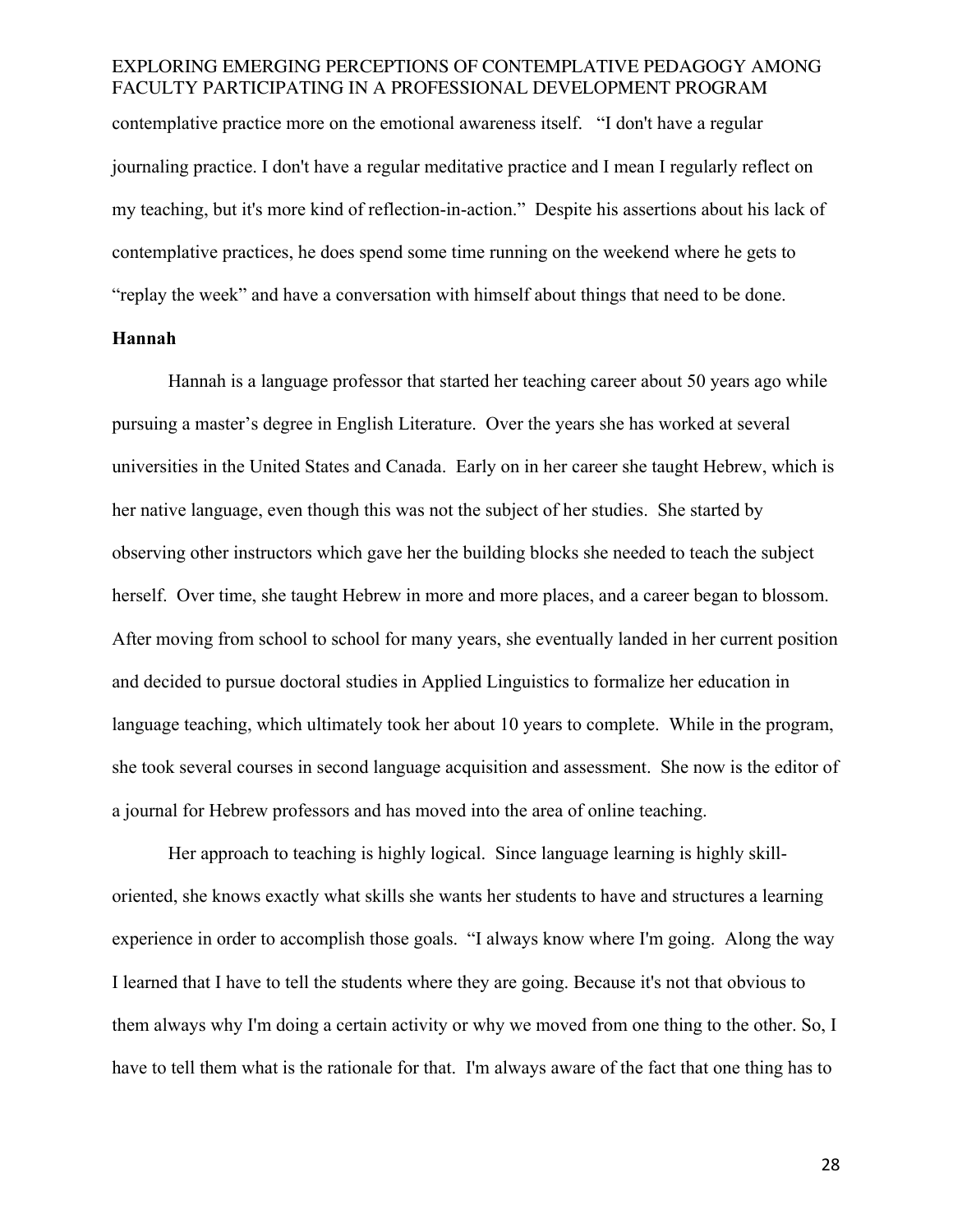contemplative practice more on the emotional awareness itself. "I don't have a regular journaling practice. I don't have a regular meditative practice and I mean I regularly reflect on my teaching, but it's more kind of reflection-in-action." Despite his assertions about his lack of contemplative practices, he does spend some time running on the weekend where he gets to "replay the week" and have a conversation with himself about things that need to be done.

**Hannah**

Hannah is a language professor that started her teaching career about 50 years ago while pursuing a master's degree in English Literature. Over the years she has worked at several universities in the United States and Canada. Early on in her career she taught Hebrew, which is her native language, even though this was not the subject of her studies. She started by observing other instructors which gave her the building blocks she needed to teach the subject herself. Over time, she taught Hebrew in more and more places, and a career began to blossom. After moving from school to school for many years, she eventually landed in her current position and decided to pursue doctoral studies in Applied Linguistics to formalize her education in language teaching, which ultimately took her about 10 years to complete. While in the program, she took several courses in second language acquisition and assessment. She now is the editor of a journal for Hebrew professors and has moved into the area of online teaching.

Her approach to teaching is highly logical. Since language learning is highly skill-oriented, she knows exactly what skills she wants her students to have and structures a learning experience in order to accomplish those goals. "I always know where I'm going. Along the way I learned that I have to tell the students where they are going. Because it's not that obvious to them always why I'm doing a certain activity or why we moved from one thing to the other. So, I have to tell them what is the rationale for that. I'm always aware of the fact that one thing has to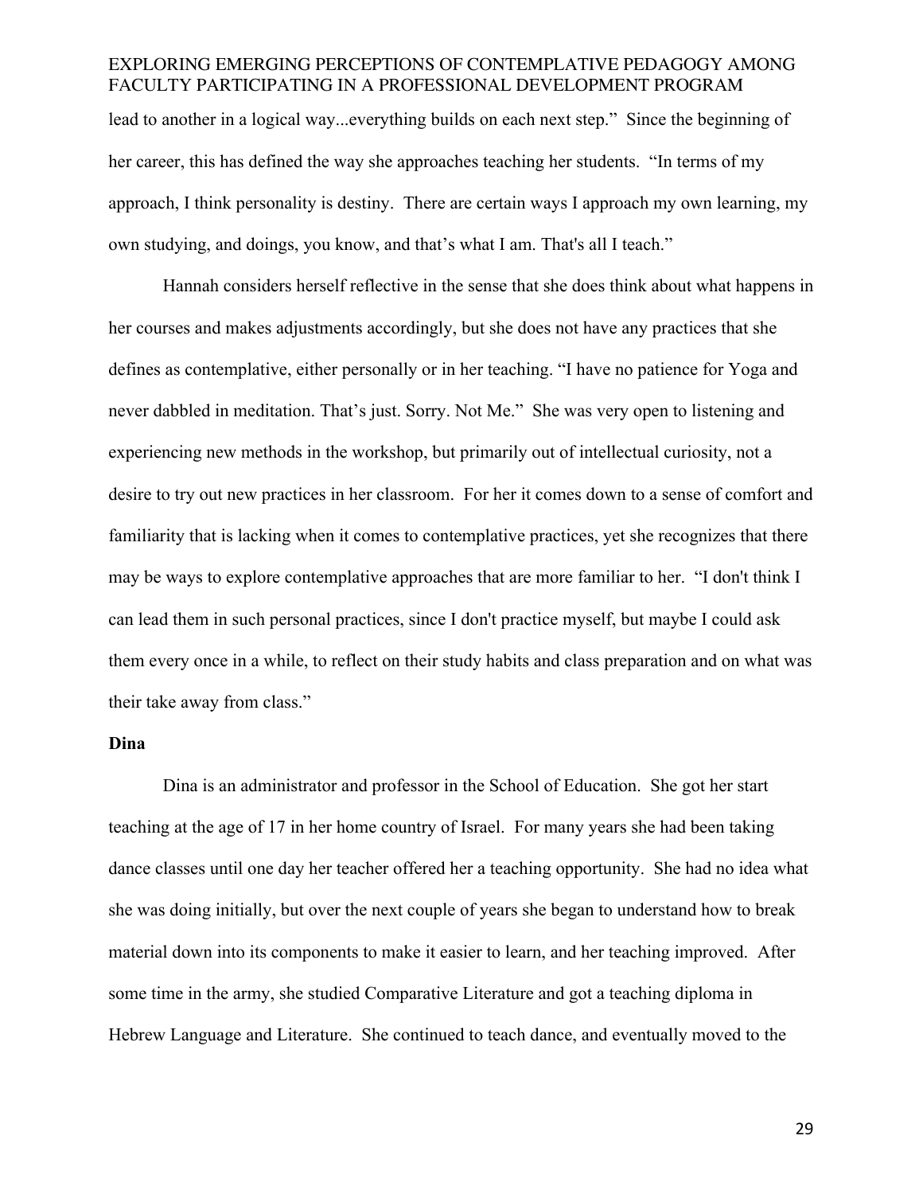lead to another in a logical way...everything builds on each next step." Since the beginning of her career, this has defined the way she approaches teaching her students. "In terms of my approach, I think personality is destiny. There are certain ways I approach my own learning, my own studying, and doings, you know, and that's what I am. That's all I teach."

Hannah considers herself reflective in the sense that she does think about what happens in her courses and makes adjustments accordingly, but she does not have any practices that she defines as contemplative, either personally or in her teaching. "I have no patience for Yoga and never dabbled in meditation. That's just. Sorry. Not Me." She was very open to listening and experiencing new methods in the workshop, but primarily out of intellectual curiosity, not a desire to try out new practices in her classroom. For her it comes down to a sense of comfort and familiarity that is lacking when it comes to contemplative practices, yet she recognizes that there may be ways to explore contemplative approaches that are more familiar to her. "I don't think I can lead them in such personal practices, since I don't practice myself, but maybe I could ask them every once in a while, to reflect on their study habits and class preparation and on what was their take away from class."

**Dina**

Dina is an administrator and professor in the School of Education. She got her start teaching at the age of 17 in her home country of Israel. For many years she had been taking dance classes until one day her teacher offered her a teaching opportunity. She had no idea what she was doing initially, but over the next couple of years she began to understand how to break material down into its components to make it easier to learn, and her teaching improved. After some time in the army, she studied Comparative Literature and got a teaching diploma in Hebrew Language and Literature. She continued to teach dance, and eventually moved to the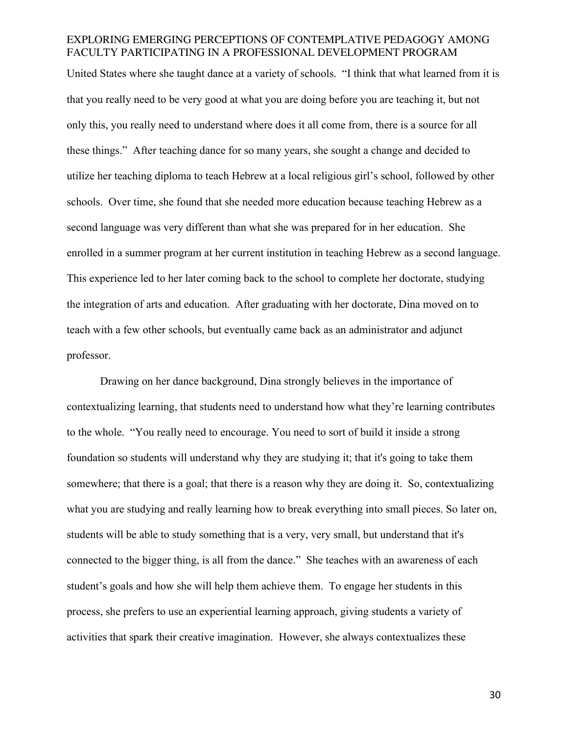United States where she taught dance at a variety of schools. "I think that what learned from it is that you really need to be very good at what you are doing before you are teaching it, but not only this, you really need to understand where does it all come from, there is a source for all these things." After teaching dance for so many years, she sought a change and decided to utilize her teaching diploma to teach Hebrew at a local religious girl's school, followed by other schools. Over time, she found that she needed more education because teaching Hebrew as a second language was very different than what she was prepared for in her education. She enrolled in a summer program at her current institution in teaching Hebrew as a second language. This experience led to her later coming back to the school to complete her doctorate, studying the integration of arts and education. After graduating with her doctorate, Dina moved on to teach with a few other schools, but eventually came back as an administrator and adjunct professor.

Drawing on her dance background, Dina strongly believes in the importance of contextualizing learning, that students need to understand how what they're learning contributes to the whole. "You really need to encourage. You need to sort of build it inside a strong foundation so students will understand why they are studying it; that it's going to take them somewhere; that there is a goal; that there is a reason why they are doing it. So, contextualizing what you are studying and really learning how to break everything into small pieces. So later on, students will be able to study something that is a very, very small, but understand that it's connected to the bigger thing, is all from the dance." She teaches with an awareness of each student's goals and how she will help them achieve them. To engage her students in this process, she prefers to use an experiential learning approach, giving students a variety of activities that spark their creative imagination. However, she always contextualizes these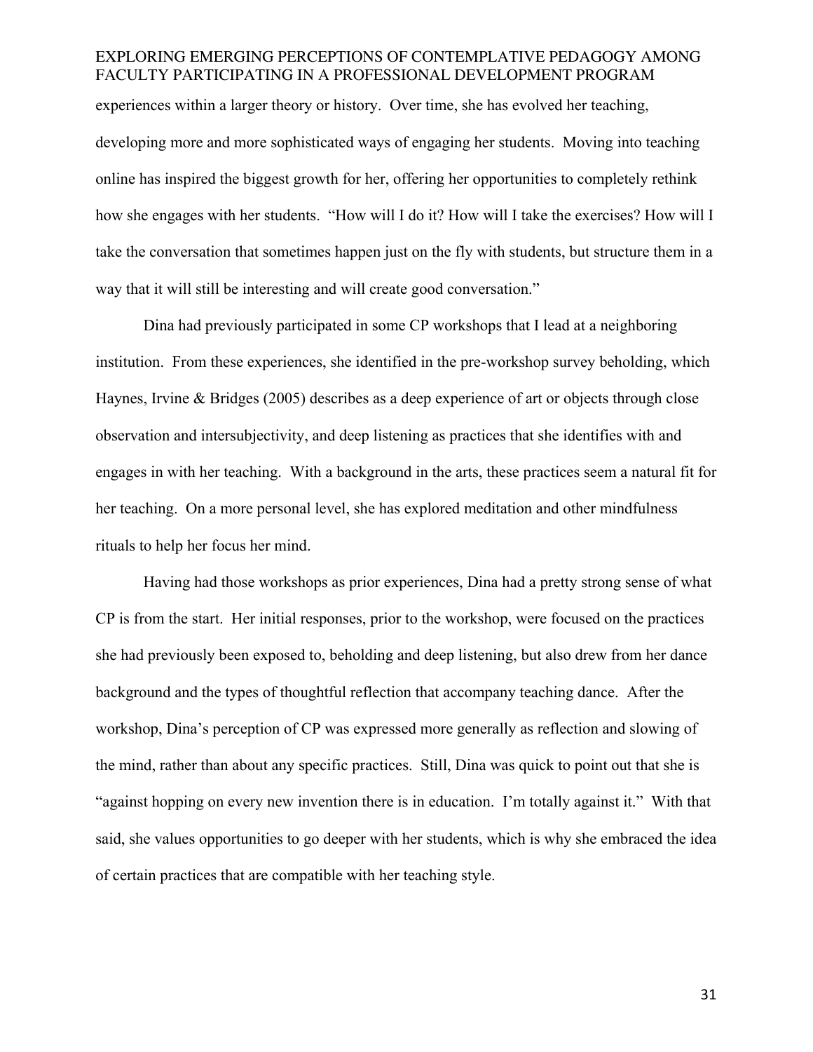experiences within a larger theory or history. Over time, she has evolved her teaching, developing more and more sophisticated ways of engaging her students. Moving into teaching online has inspired the biggest growth for her, offering her opportunities to completely rethink how she engages with her students. "How will I do it? How will I take the exercises? How will I take the conversation that sometimes happen just on the fly with students, but structure them in a way that it will still be interesting and will create good conversation."

Dina had previously participated in some CP workshops that I lead at a neighboring institution. From these experiences, she identified in the pre-workshop survey beholding, which Haynes, Irvine & Bridges (2005) describes as a deep experience of art or objects through close observation and intersubjectivity, and deep listening as practices that she identifies with and engages in with her teaching. With a background in the arts, these practices seem a natural fit for her teaching. On a more personal level, she has explored meditation and other mindfulness rituals to help her focus her mind.

Having had those workshops as prior experiences, Dina had a pretty strong sense of what CP is from the start. Her initial responses, prior to the workshop, were focused on the practices she had previously been exposed to, beholding and deep listening, but also drew from her dance background and the types of thoughtful reflection that accompany teaching dance. After the workshop, Dina's perception of CP was expressed more generally as reflection and slowing of the mind, rather than about any specific practices. Still, Dina was quick to point out that she is "against hopping on every new invention there is in education. I'm totally against it." With that said, she values opportunities to go deeper with her students, which is why she embraced the idea of certain practices that are compatible with her teaching style.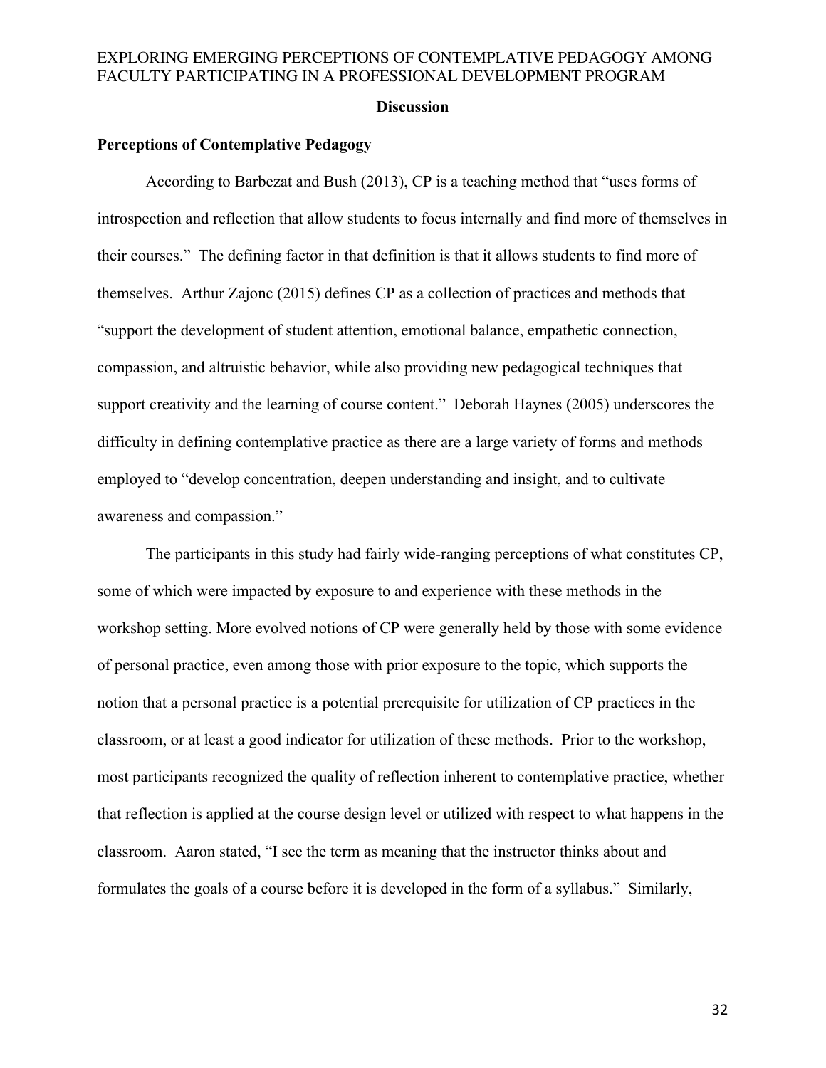## Discussion

### Perceptions of Contemplative Pedagogy

According to Barbezat and Bush (2013), CP is a teaching method that "uses forms of introspection and reflection that allow students to focus internally and find more of themselves in their courses." The defining factor in that definition is that it allows students to find more of themselves. Arthur Zajonc (2015) defines CP as a collection of practices and methods that "support the development of student attention, emotional balance, empathetic connection, compassion, and altruistic behavior, while also providing new pedagogical techniques that support creativity and the learning of course content." Deborah Haynes (2005) underscores the difficulty in defining contemplative practice as there are a large variety of forms and methods employed to "develop concentration, deepen understanding and insight, and to cultivate awareness and compassion."

The participants in this study had fairly wide-ranging perceptions of what constitutes CP, some of which were impacted by exposure to and experience with these methods in the workshop setting. More evolved notions of CP were generally held by those with some evidence of personal practice, even among those with prior exposure to the topic, which supports the notion that a personal practice is a potential prerequisite for utilization of CP practices in the classroom, or at least a good indicator for utilization of these methods. Prior to the workshop, most participants recognized the quality of reflection inherent to contemplative practice, whether that reflection is applied at the course design level or utilized with respect to what happens in the classroom. Aaron stated, "I see the term as meaning that the instructor thinks about and formulates the goals of a course before it is developed in the form of a syllabus." Similarly,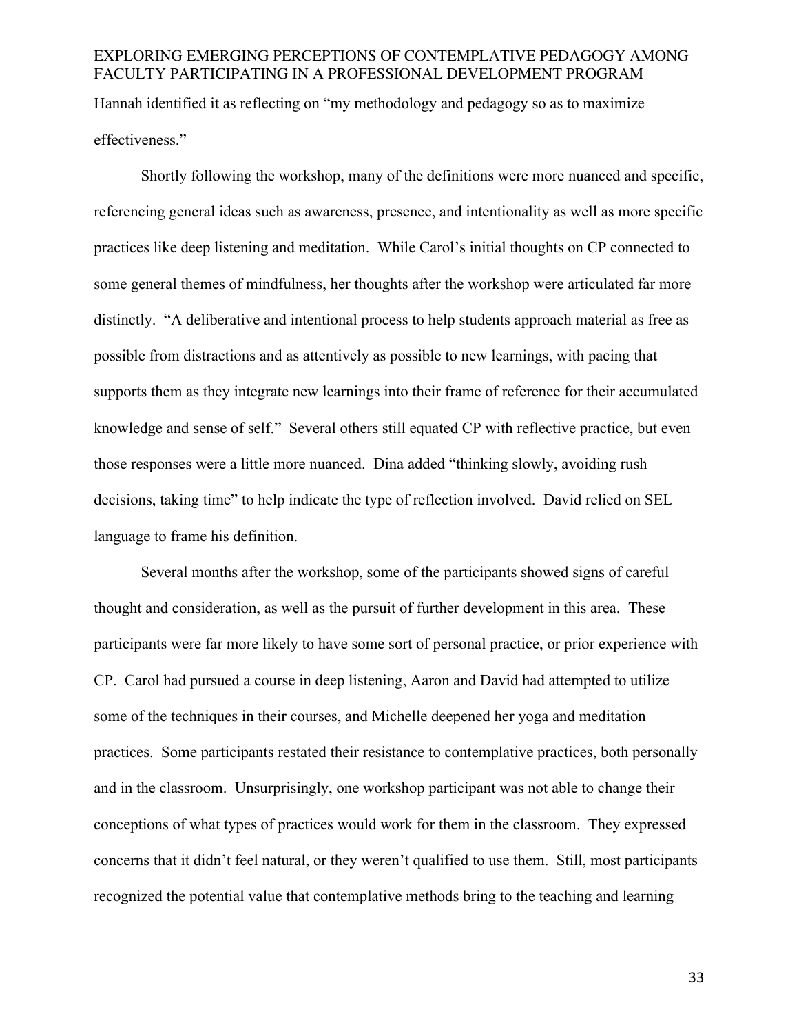Hannah identified it as reflecting on "my methodology and pedagogy so as to maximize effectiveness."

Shortly following the workshop, many of the definitions were more nuanced and specific, referencing general ideas such as awareness, presence, and intentionality as well as more specific practices like deep listening and meditation. While Carol's initial thoughts on CP connected to some general themes of mindfulness, her thoughts after the workshop were articulated far more distinctly. "A deliberative and intentional process to help students approach material as free as possible from distractions and as attentively as possible to new learnings, with pacing that supports them as they integrate new learnings into their frame of reference for their accumulated knowledge and sense of self." Several others still equated CP with reflective practice, but even those responses were a little more nuanced. Dina added "thinking slowly, avoiding rush decisions, taking time" to help indicate the type of reflection involved. David relied on SEL language to frame his definition.

Several months after the workshop, some of the participants showed signs of careful thought and consideration, as well as the pursuit of further development in this area. These participants were far more likely to have some sort of personal practice, or prior experience with CP. Carol had pursued a course in deep listening, Aaron and David had attempted to utilize some of the techniques in their courses, and Michelle deepened her yoga and meditation practices. Some participants restated their resistance to contemplative practices, both personally and in the classroom. Unsurprisingly, one workshop participant was not able to change their conceptions of what types of practices would work for them in the classroom. They expressed concerns that it didn't feel natural, or they weren't qualified to use them. Still, most participants recognized the potential value that contemplative methods bring to the teaching and learning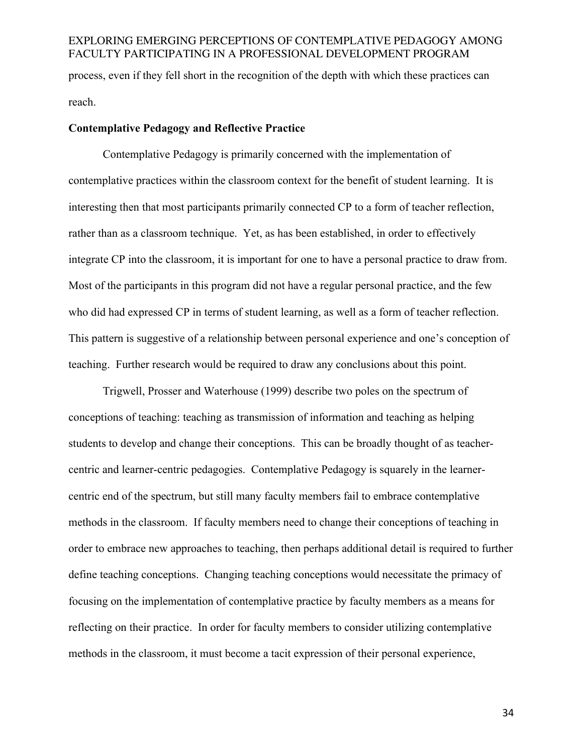process, even if they fell short in the recognition of the depth with which these practices can reach.

**Contemplative Pedagogy and Reflective Practice**

Contemplative Pedagogy is primarily concerned with the implementation of contemplative practices within the classroom context for the benefit of student learning. It is interesting then that most participants primarily connected CP to a form of teacher reflection, rather than as a classroom technique. Yet, as has been established, in order to effectively integrate CP into the classroom, it is important for one to have a personal practice to draw from. Most of the participants in this program did not have a regular personal practice, and the few who did had expressed CP in terms of student learning, as well as a form of teacher reflection. This pattern is suggestive of a relationship between personal experience and one's conception of teaching. Further research would be required to draw any conclusions about this point.

Trigwell, Prosser and Waterhouse (1999) describe two poles on the spectrum of conceptions of teaching: teaching as transmission of information and teaching as helping students to develop and change their conceptions. This can be broadly thought of as teacher-centric and learner-centric pedagogies. Contemplative Pedagogy is squarely in the learner-centric end of the spectrum, but still many faculty members fail to embrace contemplative methods in the classroom. If faculty members need to change their conceptions of teaching in order to embrace new approaches to teaching, then perhaps additional detail is required to further define teaching conceptions. Changing teaching conceptions would necessitate the primacy of focusing on the implementation of contemplative practice by faculty members as a means for reflecting on their practice. In order for faculty members to consider utilizing contemplative methods in the classroom, it must become a tacit expression of their personal experience,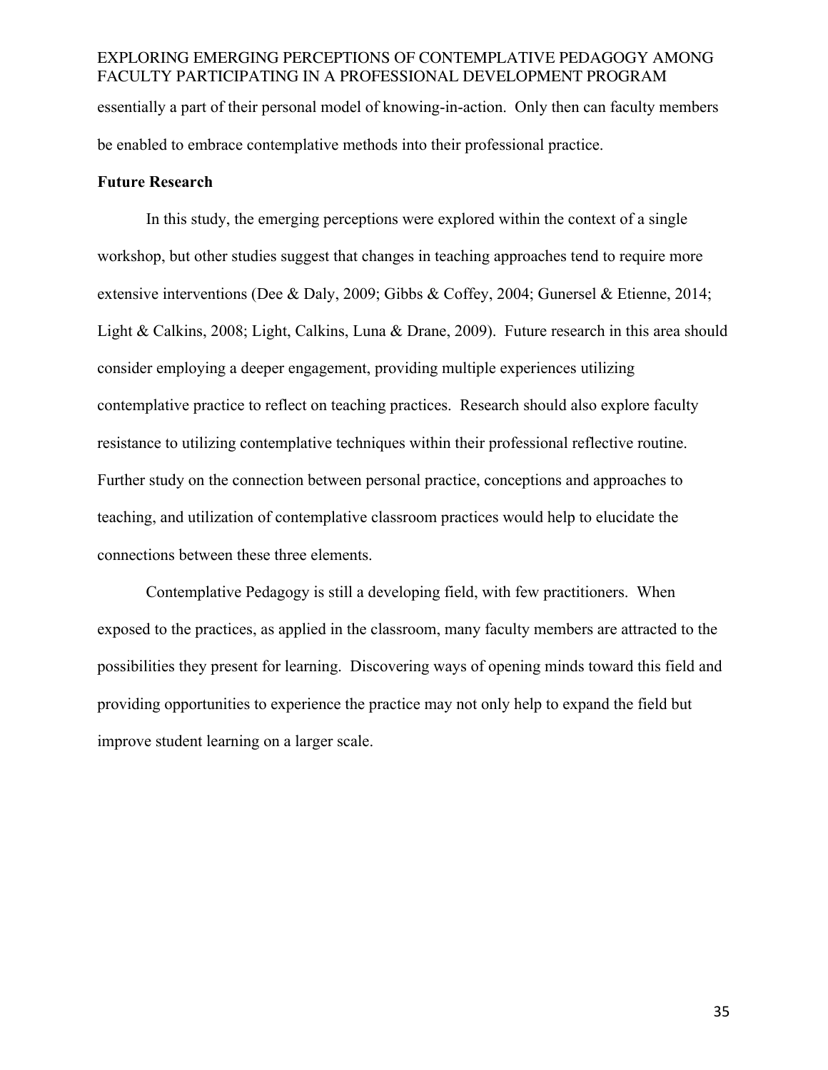essentially a part of their personal model of knowing-in-action. Only then can faculty members be enabled to embrace contemplative methods into their professional practice.

## Future Research

In this study, the emerging perceptions were explored within the context of a single workshop, but other studies suggest that changes in teaching approaches tend to require more extensive interventions (Dee & Daly, 2009; Gibbs & Coffey, 2004; Gunersel & Etienne, 2014; Light & Calkins, 2008; Light, Calkins, Luna & Drane, 2009). Future research in this area should consider employing a deeper engagement, providing multiple experiences utilizing contemplative practice to reflect on teaching practices. Research should also explore faculty resistance to utilizing contemplative techniques within their professional reflective routine. Further study on the connection between personal practice, conceptions and approaches to teaching, and utilization of contemplative classroom practices would help to elucidate the connections between these three elements.

Contemplative Pedagogy is still a developing field, with few practitioners. When exposed to the practices, as applied in the classroom, many faculty members are attracted to the possibilities they present for learning. Discovering ways of opening minds toward this field and providing opportunities to experience the practice may not only help to expand the field but improve student learning on a larger scale.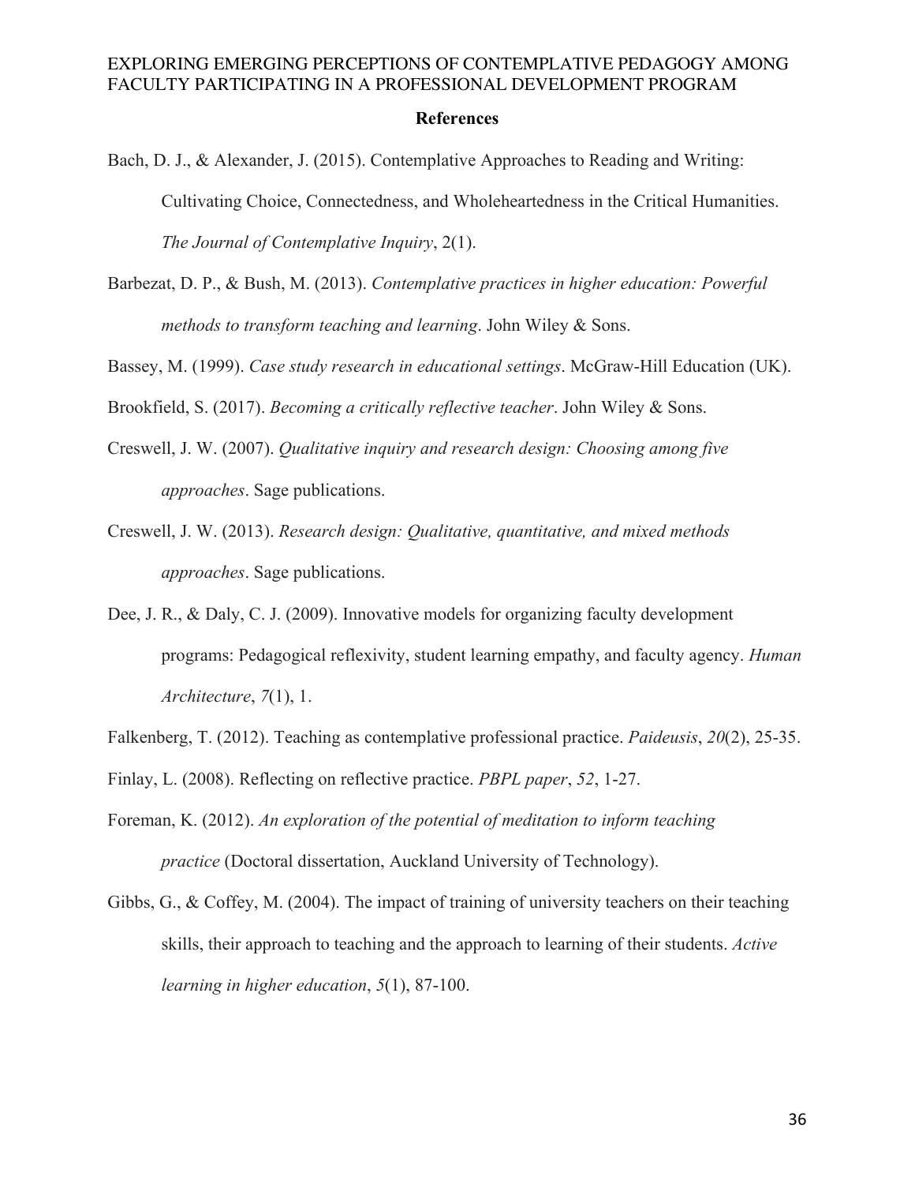## References

Bach, D. J., & Alexander, J. (2015). Contemplative Approaches to Reading and Writing: Cultivating Choice, Connectedness, and Wholeheartedness in the Critical Humanities. *The Journal of Contemplative Inquiry*, 2(1).

Barbezat, D. P., & Bush, M. (2013). *Contemplative practices in higher education: Powerful methods to transform teaching and learning*. John Wiley & Sons.

Bassey, M. (1999). *Case study research in educational settings*. McGraw-Hill Education (UK).

Brookfield, S. (2017). *Becoming a critically reflective teacher*. John Wiley & Sons.

Creswell, J. W. (2007). *Qualitative inquiry and research design: Choosing among five approaches*. Sage publications.

Creswell, J. W. (2013). *Research design: Qualitative, quantitative, and mixed methods approaches*. Sage publications.

Dee, J. R., & Daly, C. J. (2009). Innovative models for organizing faculty development programs: Pedagogical reflexivity, student learning empathy, and faculty agency. *Human Architecture*, *7*(1), 1.

Falkenberg, T. (2012). Teaching as contemplative professional practice. *Paideusis*, *20*(2), 25-35.

Finlay, L. (2008). Reflecting on reflective practice. *PBPL paper*, *52*, 1-27.

Foreman, K. (2012). *An exploration of the potential of meditation to inform teaching practice* (Doctoral dissertation, Auckland University of Technology).

Gibbs, G., & Coffey, M. (2004). The impact of training of university teachers on their teaching skills, their approach to teaching and the approach to learning of their students. *Active learning in higher education*, *5*(1), 87-100.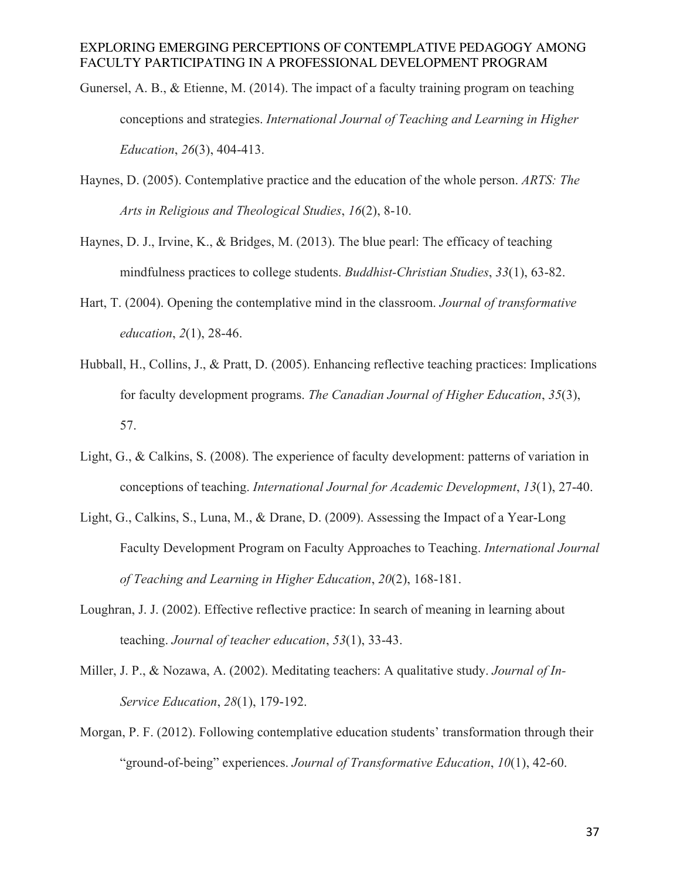Gunersel, A. B., & Etienne, M. (2014). The impact of a faculty training program on teaching conceptions and strategies. *International Journal of Teaching and Learning in Higher Education*, *26*(3), 404-413.

Haynes, D. (2005). Contemplative practice and the education of the whole person. *ARTS: The Arts in Religious and Theological Studies*, *16*(2), 8-10.

Haynes, D. J., Irvine, K., & Bridges, M. (2013). The blue pearl: The efficacy of teaching mindfulness practices to college students. *Buddhist-Christian Studies*, *33*(1), 63-82.

Hart, T. (2004). Opening the contemplative mind in the classroom. *Journal of transformative education*, *2*(1), 28-46.

Hubball, H., Collins, J., & Pratt, D. (2005). Enhancing reflective teaching practices: Implications for faculty development programs. *The Canadian Journal of Higher Education*, *35*(3), 57.

Light, G., & Calkins, S. (2008). The experience of faculty development: patterns of variation in conceptions of teaching. *International Journal for Academic Development*, *13*(1), 27-40.

Light, G., Calkins, S., Luna, M., & Drane, D. (2009). Assessing the Impact of a Year-Long Faculty Development Program on Faculty Approaches to Teaching. *International Journal of Teaching and Learning in Higher Education*, *20*(2), 168-181.

Loughran, J. J. (2002). Effective reflective practice: In search of meaning in learning about teaching. *Journal of teacher education*, *53*(1), 33-43.

Miller, J. P., & Nozawa, A. (2002). Meditating teachers: A qualitative study. *Journal of In-Service Education*, *28*(1), 179-192.

Morgan, P. F. (2012). Following contemplative education students' transformation through their "ground-of-being" experiences. *Journal of Transformative Education*, *10*(1), 42-60.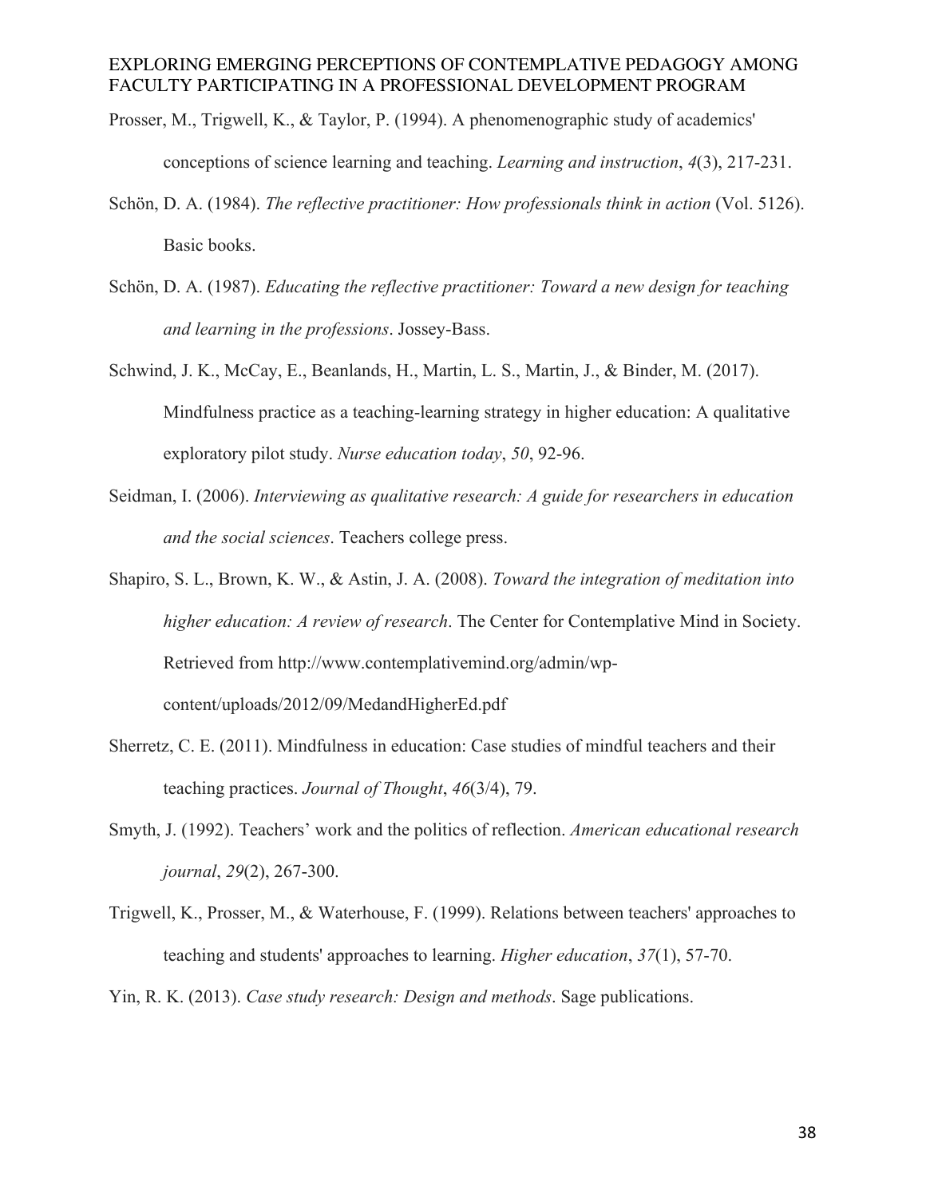Prosser, M., Trigwell, K., & Taylor, P. (1994). A phenomenographic study of academics' conceptions of science learning and teaching. *Learning and instruction*, *4*(3), 217-231.

Schön, D. A. (1984). *The reflective practitioner: How professionals think in action* (Vol. 5126). Basic books.

Schön, D. A. (1987). *Educating the reflective practitioner: Toward a new design for teaching and learning in the professions*. Jossey-Bass.

Schwind, J. K., McCay, E., Beanlands, H., Martin, L. S., Martin, J., & Binder, M. (2017). Mindfulness practice as a teaching-learning strategy in higher education: A qualitative exploratory pilot study. *Nurse education today*, *50*, 92-96.

Seidman, I. (2006). *Interviewing as qualitative research: A guide for researchers in education and the social sciences*. Teachers college press.

Shapiro, S. L., Brown, K. W., & Astin, J. A. (2008). *Toward the integration of meditation into higher education: A review of research*. The Center for Contemplative Mind in Society. Retrieved from http://www.contemplativemind.org/admin/wp-content/uploads/2012/09/MedandHigherEd.pdf

Sherretz, C. E. (2011). Mindfulness in education: Case studies of mindful teachers and their teaching practices. *Journal of Thought*, *46*(3/4), 79.

Smyth, J. (1992). Teachers' work and the politics of reflection. *American educational research journal*, *29*(2), 267-300.

Trigwell, K., Prosser, M., & Waterhouse, F. (1999). Relations between teachers' approaches to teaching and students' approaches to learning. *Higher education*, *37*(1), 57-70.

Yin, R. K. (2013). *Case study research: Design and methods*. Sage publications.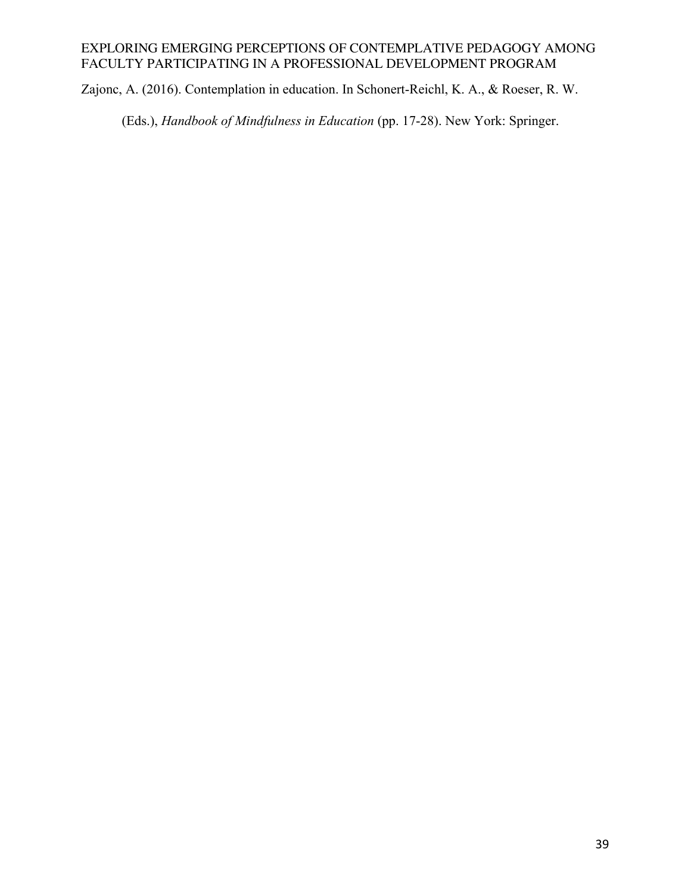Zajonc, A. (2016). Contemplation in education. In Schonert-Reichl, K. A., & Roeser, R. W. (Eds.), *Handbook of Mindfulness in Education* (pp. 17-28). New York: Springer.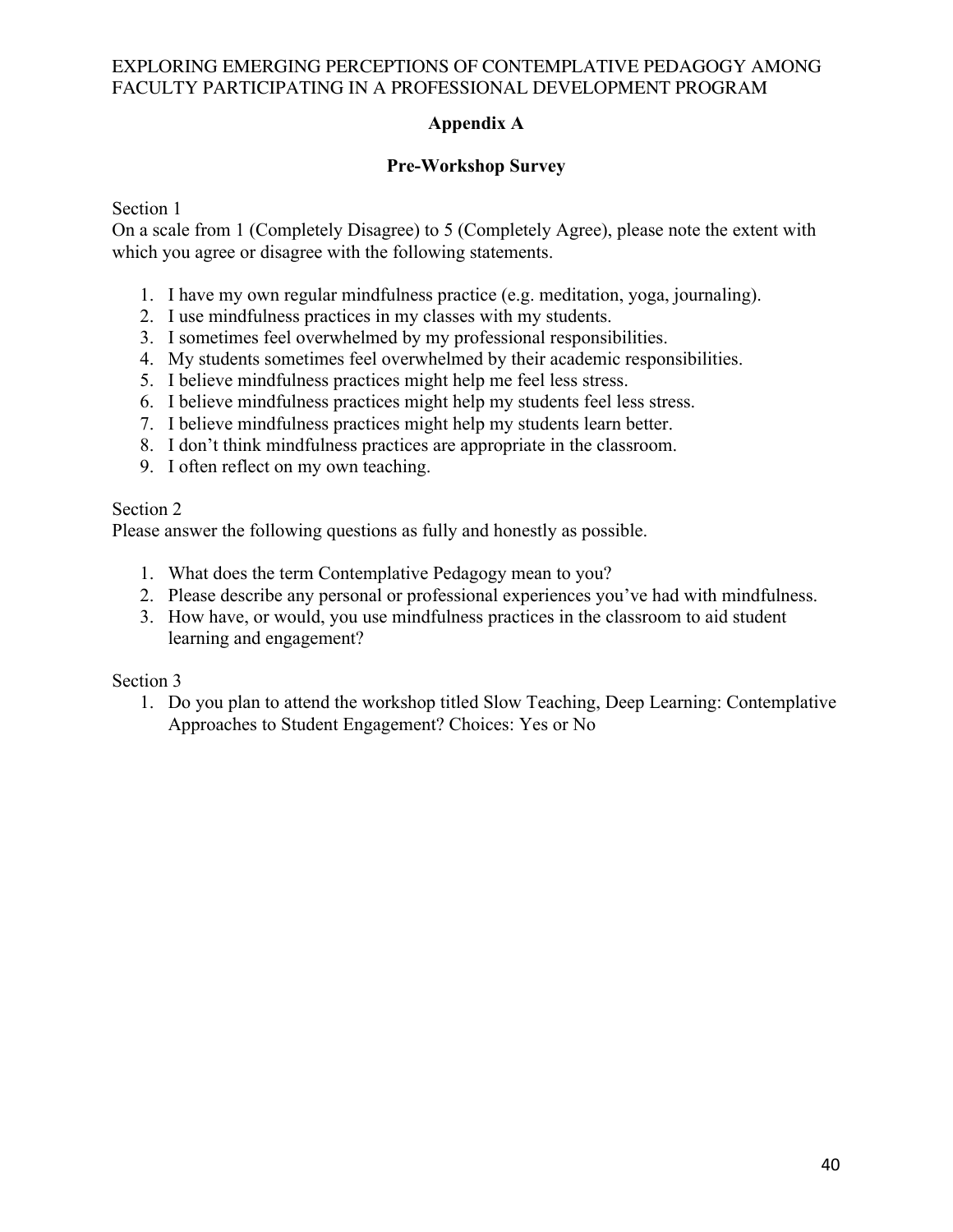## Appendix A

### Pre-Workshop Survey

Section 1

On a scale from 1 (Completely Disagree) to 5 (Completely Agree), please note the extent with which you agree or disagree with the following statements.

1. I have my own regular mindfulness practice (e.g. meditation, yoga, journaling).
2. I use mindfulness practices in my classes with my students.
3. I sometimes feel overwhelmed by my professional responsibilities.
4. My students sometimes feel overwhelmed by their academic responsibilities.
5. I believe mindfulness practices might help me feel less stress.
6. I believe mindfulness practices might help my students feel less stress.
7. I believe mindfulness practices might help my students learn better.
8. I don't think mindfulness practices are appropriate in the classroom.
9. I often reflect on my own teaching.

Section 2

Please answer the following questions as fully and honestly as possible.

1. What does the term Contemplative Pedagogy mean to you?
2. Please describe any personal or professional experiences you've had with mindfulness.
3. How have, or would, you use mindfulness practices in the classroom to aid student learning and engagement?

Section 3

1. Do you plan to attend the workshop titled Slow Teaching, Deep Learning: Contemplative Approaches to Student Engagement? Choices: Yes or No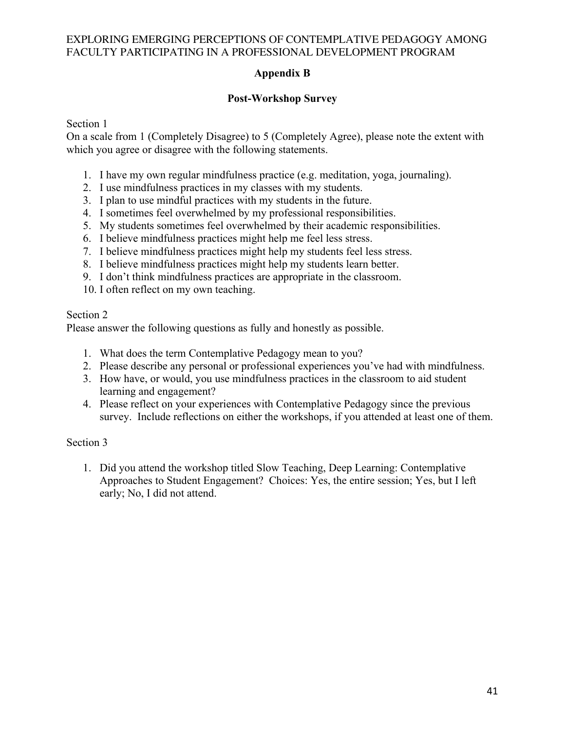## Appendix B

### Post-Workshop Survey

Section 1

On a scale from 1 (Completely Disagree) to 5 (Completely Agree), please note the extent with which you agree or disagree with the following statements.

1. I have my own regular mindfulness practice (e.g. meditation, yoga, journaling).
2. I use mindfulness practices in my classes with my students.
3. I plan to use mindful practices with my students in the future.
4. I sometimes feel overwhelmed by my professional responsibilities.
5. My students sometimes feel overwhelmed by their academic responsibilities.
6. I believe mindfulness practices might help me feel less stress.
7. I believe mindfulness practices might help my students feel less stress.
8. I believe mindfulness practices might help my students learn better.
9. I don't think mindfulness practices are appropriate in the classroom.
10. I often reflect on my own teaching.

Section 2

Please answer the following questions as fully and honestly as possible.

1. What does the term Contemplative Pedagogy mean to you?
2. Please describe any personal or professional experiences you've had with mindfulness.
3. How have, or would, you use mindfulness practices in the classroom to aid student learning and engagement?
4. Please reflect on your experiences with Contemplative Pedagogy since the previous survey. Include reflections on either the workshops, if you attended at least one of them.

Section 3

1. Did you attend the workshop titled Slow Teaching, Deep Learning: Contemplative Approaches to Student Engagement? Choices: Yes, the entire session; Yes, but I left early; No, I did not attend.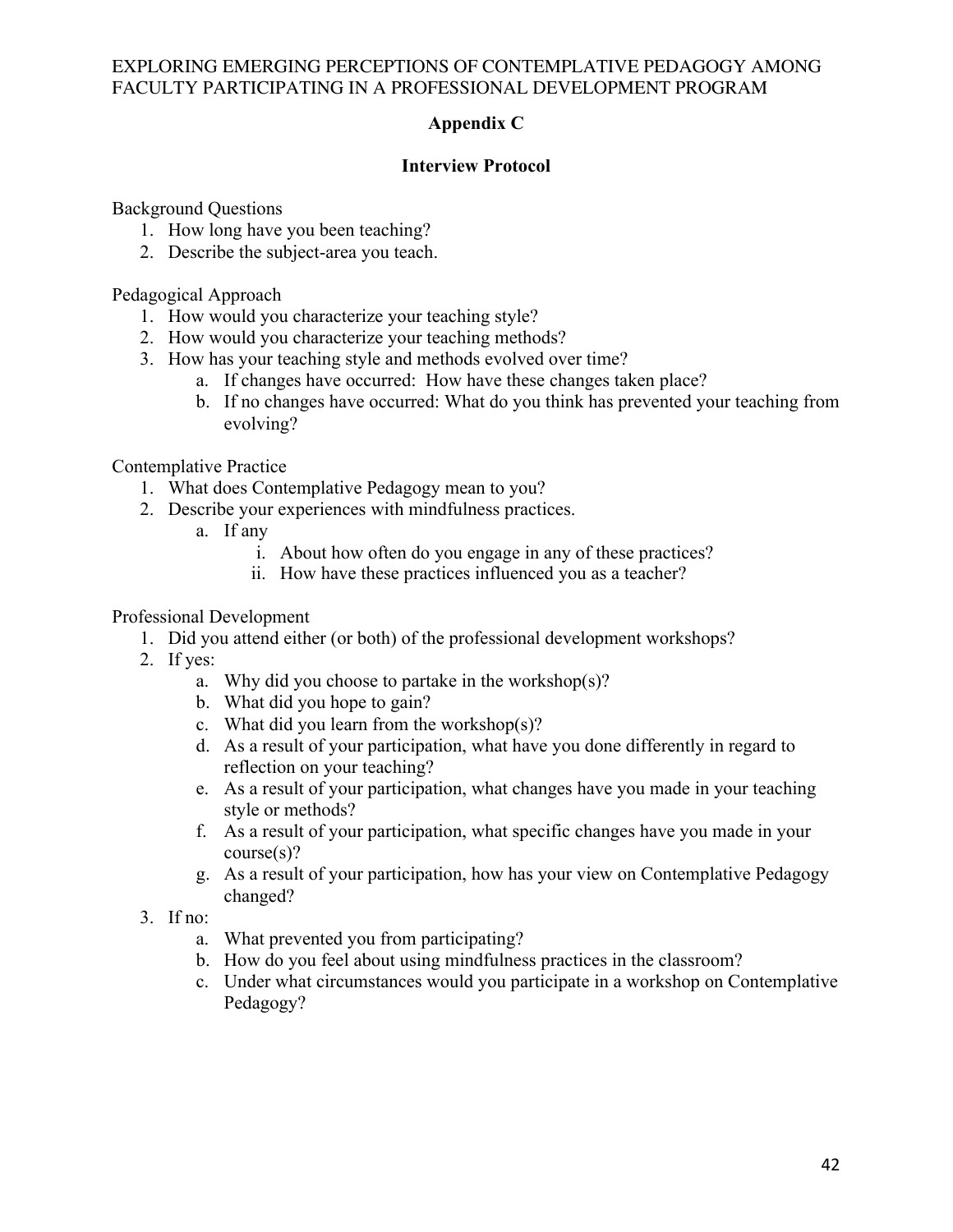## Appendix C

### Interview Protocol

Background Questions

1. How long have you been teaching?
2. Describe the subject-area you teach.

Pedagogical Approach

1. How would you characterize your teaching style?
2. How would you characterize your teaching methods?
3. How has your teaching style and methods evolved over time?
   a. If changes have occurred: How have these changes taken place?
   b. If no changes have occurred: What do you think has prevented your teaching from evolving?

Contemplative Practice

1. What does Contemplative Pedagogy mean to you?
2. Describe your experiences with mindfulness practices.
   a. If any
      i. About how often do you engage in any of these practices?
      ii. How have these practices influenced you as a teacher?

Professional Development

1. Did you attend either (or both) of the professional development workshops?
2. If yes:
   a. Why did you choose to partake in the workshop(s)?
   b. What did you hope to gain?
   c. What did you learn from the workshop(s)?
   d. As a result of your participation, what have you done differently in regard to reflection on your teaching?
   e. As a result of your participation, what changes have you made in your teaching style or methods?
   f. As a result of your participation, what specific changes have you made in your course(s)?
   g. As a result of your participation, how has your view on Contemplative Pedagogy changed?
3. If no:
   a. What prevented you from participating?
   b. How do you feel about using mindfulness practices in the classroom?
   c. Under what circumstances would you participate in a workshop on Contemplative Pedagogy?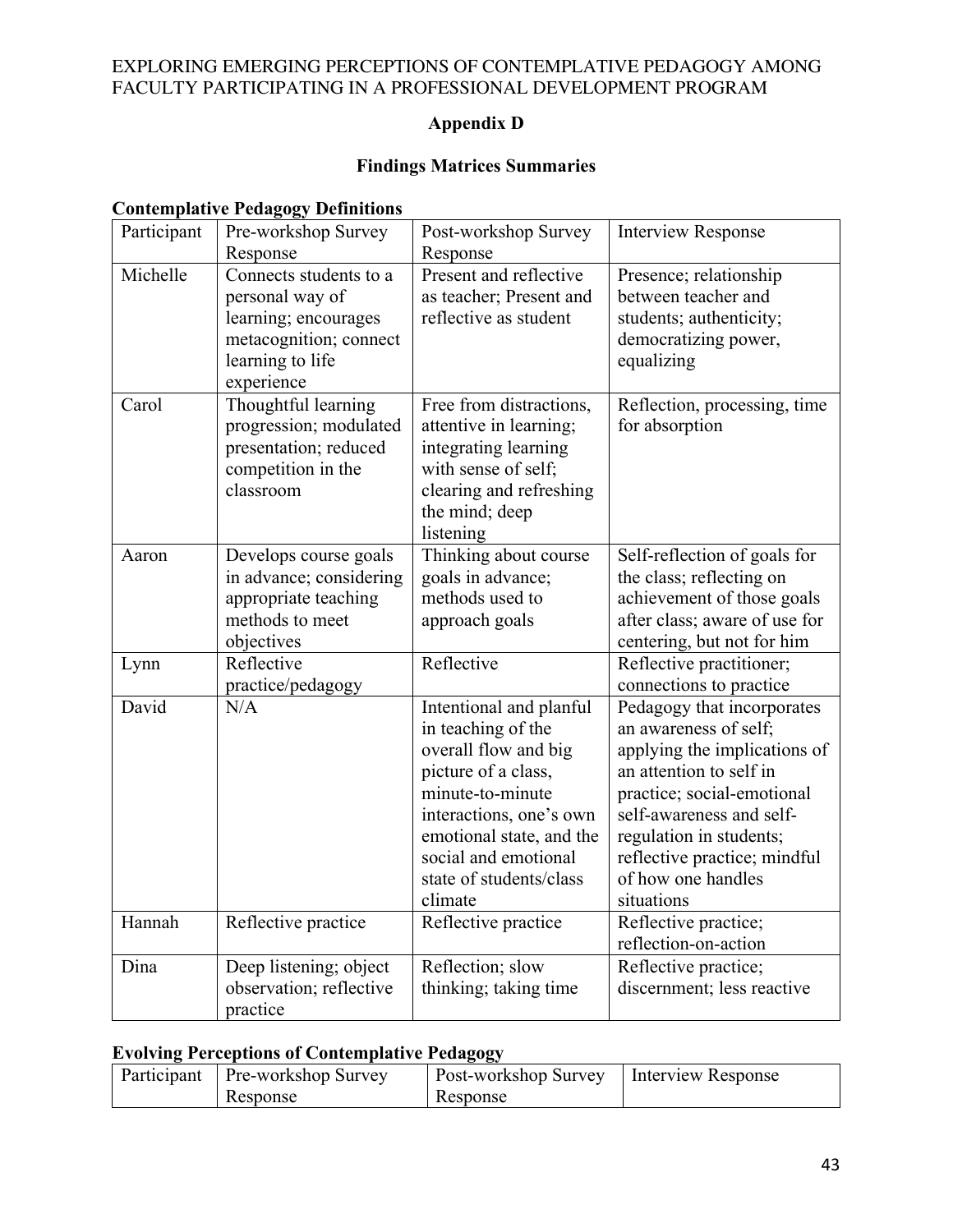## Appendix D

## Findings Matrices Summaries

**Contemplative Pedagogy Definitions**

| Participant | Pre-workshop Survey Response | Post-workshop Survey Response | Interview Response |
|---|---|---|---|
| Michelle | Connects students to a personal way of learning; encourages metacognition; connect learning to life experience | Present and reflective as teacher; Present and reflective as student | Presence; relationship between teacher and students; authenticity; democratizing power, equalizing |
| Carol | Thoughtful learning progression; modulated presentation; reduced competition in the classroom | Free from distractions, attentive in learning; integrating learning with sense of self; clearing and refreshing the mind; deep listening | Reflection, processing, time for absorption |
| Aaron | Develops course goals in advance; considering appropriate teaching methods to meet objectives | Thinking about course goals in advance; methods used to approach goals | Self-reflection of goals for the class; reflecting on achievement of those goals after class; aware of use for centering, but not for him |
| Lynn | Reflective practice/pedagogy | Reflective | Reflective practitioner; connections to practice |
| David | N/A | Intentional and planful in teaching of the overall flow and big picture of a class, minute-to-minute interactions, one's own emotional state, and the social and emotional state of students/class climate | Pedagogy that incorporates an awareness of self; applying the implications of an attention to self in practice; social-emotional self-awareness and self-regulation in students; reflective practice; mindful of how one handles situations |
| Hannah | Reflective practice | Reflective practice | Reflective practice; reflection-on-action |
| Dina | Deep listening; object observation; reflective practice | Reflection; slow thinking; taking time | Reflective practice; discernment; less reactive |

**Evolving Perceptions of Contemplative Pedagogy**

| Participant | Pre-workshop Survey Response | Post-workshop Survey Response | Interview Response |
|---|---|---|---|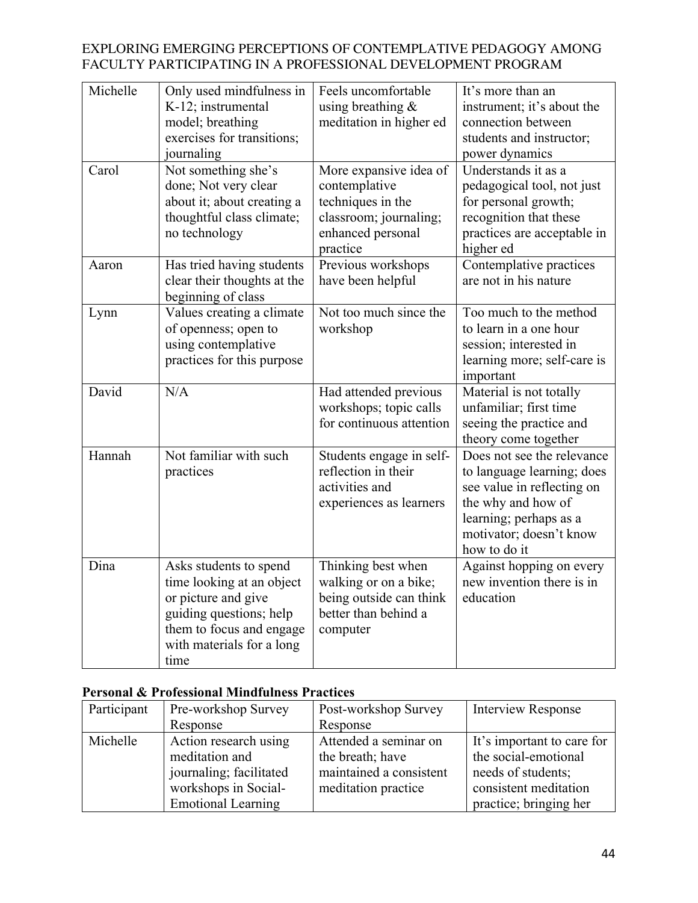| | | | |
|---|---|---|---|
| Michelle | Only used mindfulness in K-12; instrumental model; breathing exercises for transitions; journaling | Feels uncomfortable using breathing & meditation in higher ed | It's more than an instrument; it's about the connection between students and instructor; power dynamics |
| Carol | Not something she's done; Not very clear about it; about creating a thoughtful class climate; no technology | More expansive idea of contemplative techniques in the classroom; journaling; enhanced personal practice | Understands it as a pedagogical tool, not just for personal growth; recognition that these practices are acceptable in higher ed |
| Aaron | Has tried having students clear their thoughts at the beginning of class | Previous workshops have been helpful | Contemplative practices are not in his nature |
| Lynn | Values creating a climate of openness; open to using contemplative practices for this purpose | Not too much since the workshop | Too much to the method to learn in a one hour session; interested in learning more; self-care is important |
| David | N/A | Had attended previous workshops; topic calls for continuous attention | Material is not totally unfamiliar; first time seeing the practice and theory come together |
| Hannah | Not familiar with such practices | Students engage in self-reflection in their activities and experiences as learners | Does not see the relevance to language learning; does see value in reflecting on the why and how of learning; perhaps as a motivator; doesn't know how to do it |
| Dina | Asks students to spend time looking at an object or picture and give guiding questions; help them to focus and engage with materials for a long time | Thinking best when walking or on a bike; being outside can think better than behind a computer | Against hopping on every new invention there is in education |

**Personal & Professional Mindfulness Practices**

| Participant | Pre-workshop Survey Response | Post-workshop Survey Response | Interview Response |
|---|---|---|---|
| Michelle | Action research using meditation and journaling; facilitated workshops in Social-Emotional Learning | Attended a seminar on the breath; have maintained a consistent meditation practice | It's important to care for the social-emotional needs of students; consistent meditation practice; bringing her |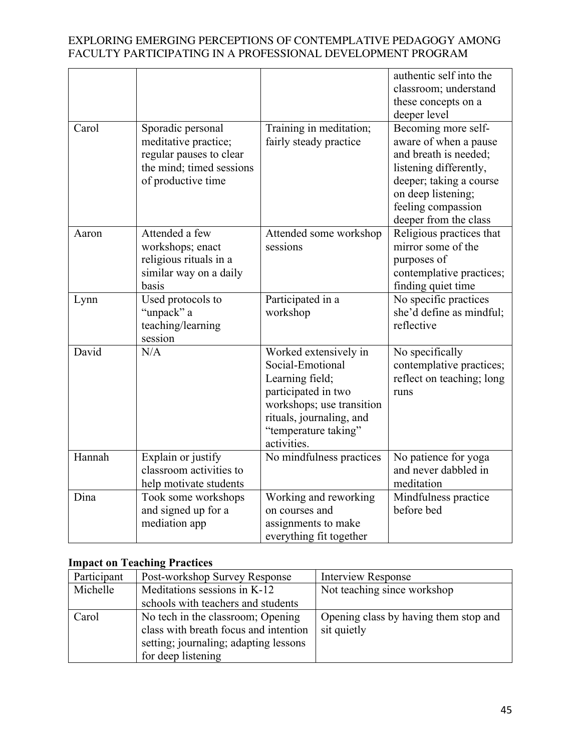| | | | |
|---|---|---|---|
| | | | authentic self into the classroom; understand these concepts on a deeper level |
| Carol | Sporadic personal meditative practice; regular pauses to clear the mind; timed sessions of productive time | Training in meditation; fairly steady practice | Becoming more self-aware of when a pause and breath is needed; listening differently, deeper; taking a course on deep listening; feeling compassion deeper from the class |
| Aaron | Attended a few workshops; enact religious rituals in a similar way on a daily basis | Attended some workshop sessions | Religious practices that mirror some of the purposes of contemplative practices; finding quiet time |
| Lynn | Used protocols to "unpack" a teaching/learning session | Participated in a workshop | No specific practices she'd define as mindful; reflective |
| David | N/A | Worked extensively in Social-Emotional Learning field; participated in two workshops; use transition rituals, journaling, and "temperature taking" activities. | No specifically contemplative practices; reflect on teaching; long runs |
| Hannah | Explain or justify classroom activities to help motivate students | No mindfulness practices | No patience for yoga and never dabbled in meditation |
| Dina | Took some workshops and signed up for a mediation app | Working and reworking on courses and assignments to make everything fit together | Mindfulness practice before bed |

**Impact on Teaching Practices**

| Participant | Post-workshop Survey Response | Interview Response |
|---|---|---|
| Michelle | Meditations sessions in K-12 schools with teachers and students | Not teaching since workshop |
| Carol | No tech in the classroom; Opening class with breath focus and intention setting; journaling; adapting lessons for deep listening | Opening class by having them stop and sit quietly |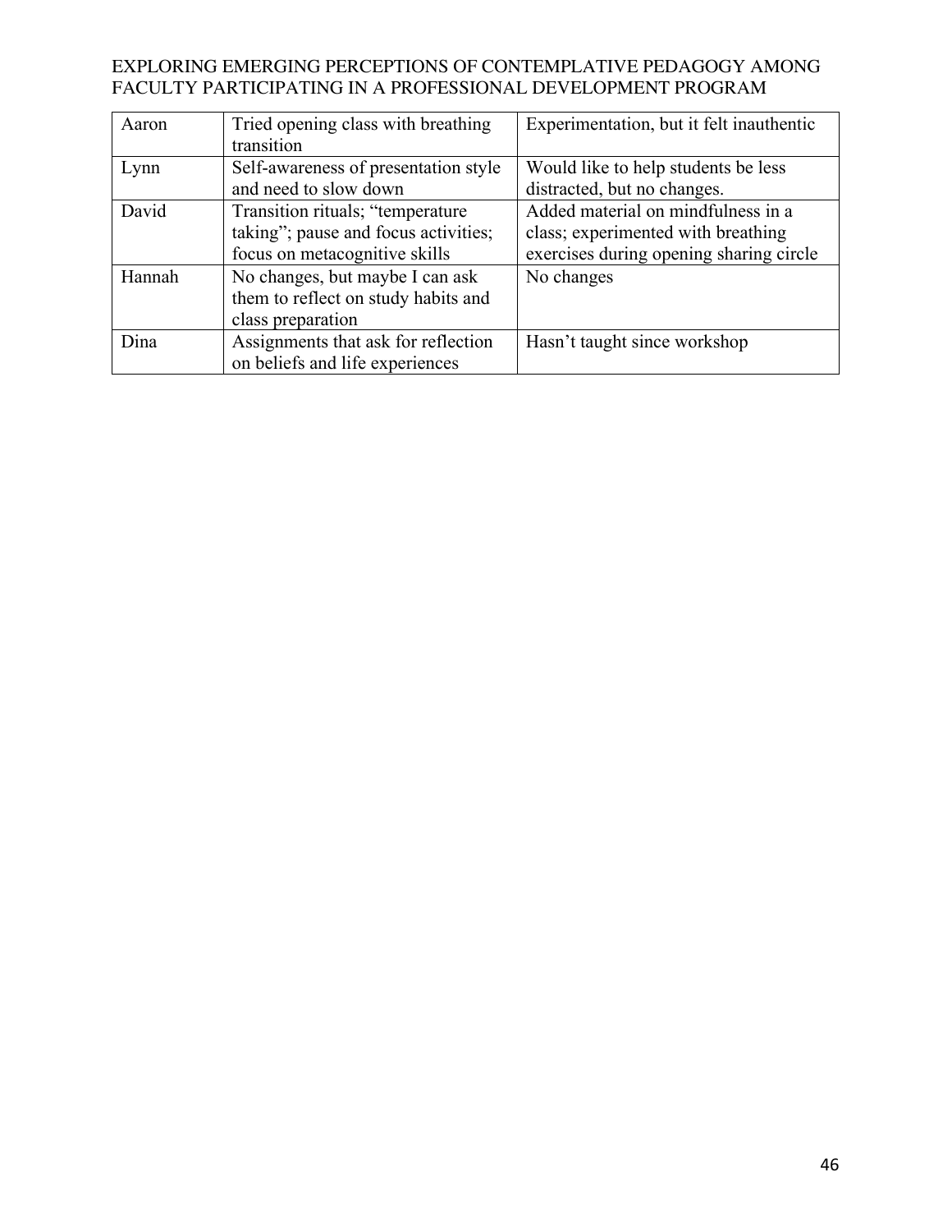| | | |
|---|---|---|
| Aaron | Tried opening class with breathing transition | Experimentation, but it felt inauthentic |
| Lynn | Self-awareness of presentation style and need to slow down | Would like to help students be less distracted, but no changes. |
| David | Transition rituals; "temperature taking"; pause and focus activities; focus on metacognitive skills | Added material on mindfulness in a class; experimented with breathing exercises during opening sharing circle |
| Hannah | No changes, but maybe I can ask them to reflect on study habits and class preparation | No changes |
| Dina | Assignments that ask for reflection on beliefs and life experiences | Hasn't taught since workshop |